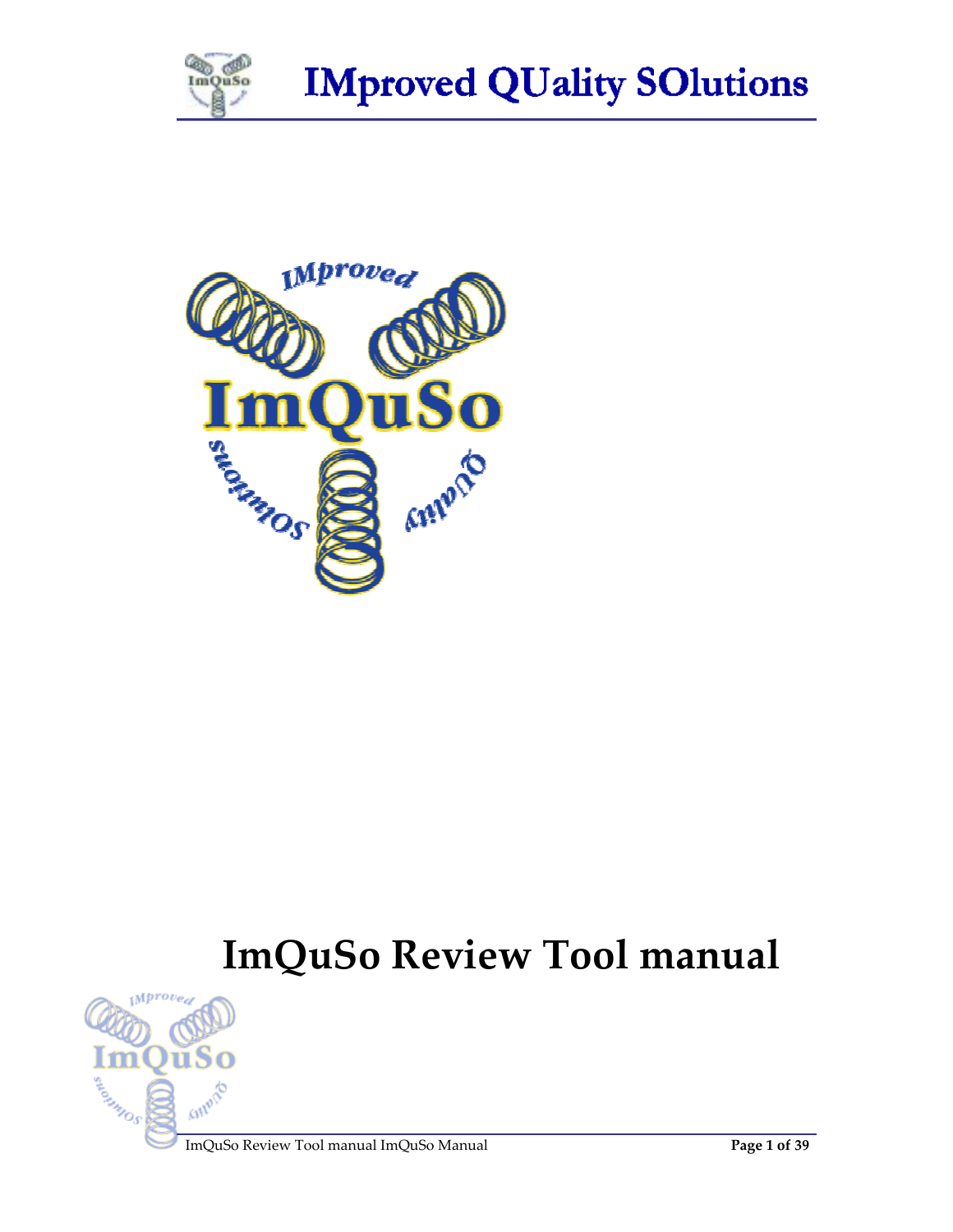# ImQuSo Review Tool manual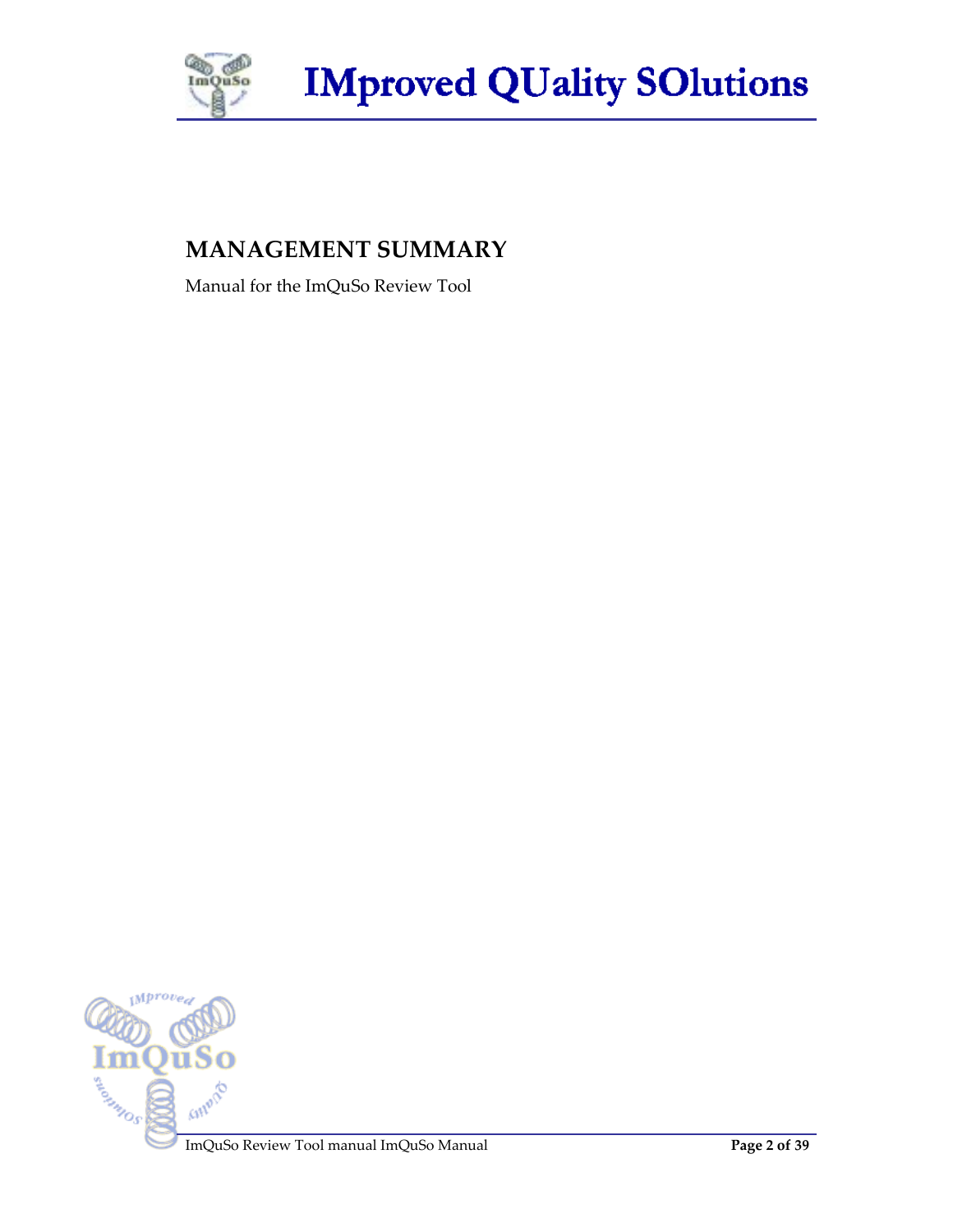## MANAGEMENT SUMMARY

Manual for the ImQuSo Review Tool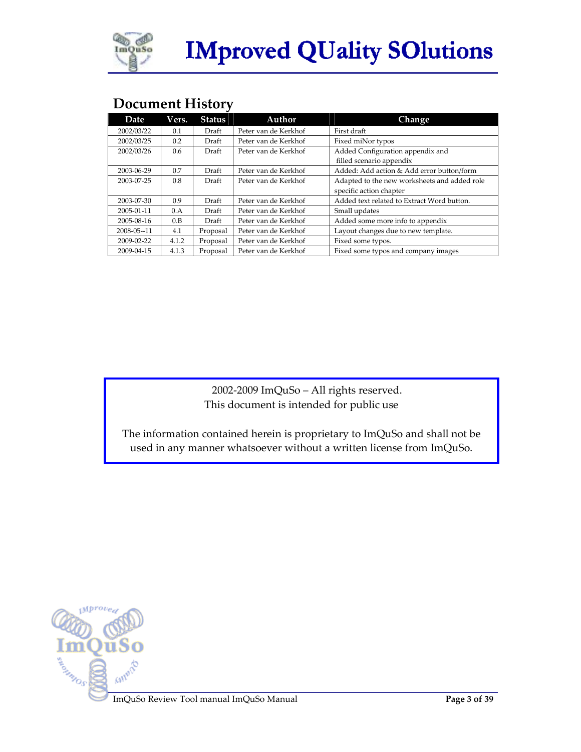# Document History

| Date | Vers. | Status | Author | Change |
|---|---|---|---|---|
| 2002/03/22 | 0.1 | Draft | Peter van de Kerkhof | First draft |
| 2002/03/25 | 0.2 | Draft | Peter van de Kerkhof | Fixed miNor typos |
| 2002/03/26 | 0.6 | Draft | Peter van de Kerkhof | Added Configuration appendix and filled scenario appendix |
| 2003-06-29 | 0.7 | Draft | Peter van de Kerkhof | Added: Add action & Add error button/form |
| 2003-07-25 | 0.8 | Draft | Peter van de Kerkhof | Adapted to the new worksheets and added role specific action chapter |
| 2003-07-30 | 0.9 | Draft | Peter van de Kerkhof | Added text related to Extract Word button. |
| 2005-01-11 | 0.A | Draft | Peter van de Kerkhof | Small updates |
| 2005-08-16 | 0.B | Draft | Peter van de Kerkhof | Added some more info to appendix |
| 2008-05--11 | 4.1 | Proposal | Peter van de Kerkhof | Layout changes due to new template. |
| 2009-02-22 | 4.1.2 | Proposal | Peter van de Kerkhof | Fixed some typos. |
| 2009-04-15 | 4.1.3 | Proposal | Peter van de Kerkhof | Fixed some typos and company images |

2002-2009 ImQuSo – All rights reserved.
This document is intended for public use

The information contained herein is proprietary to ImQuSo and shall not be used in any manner whatsoever without a written license from ImQuSo.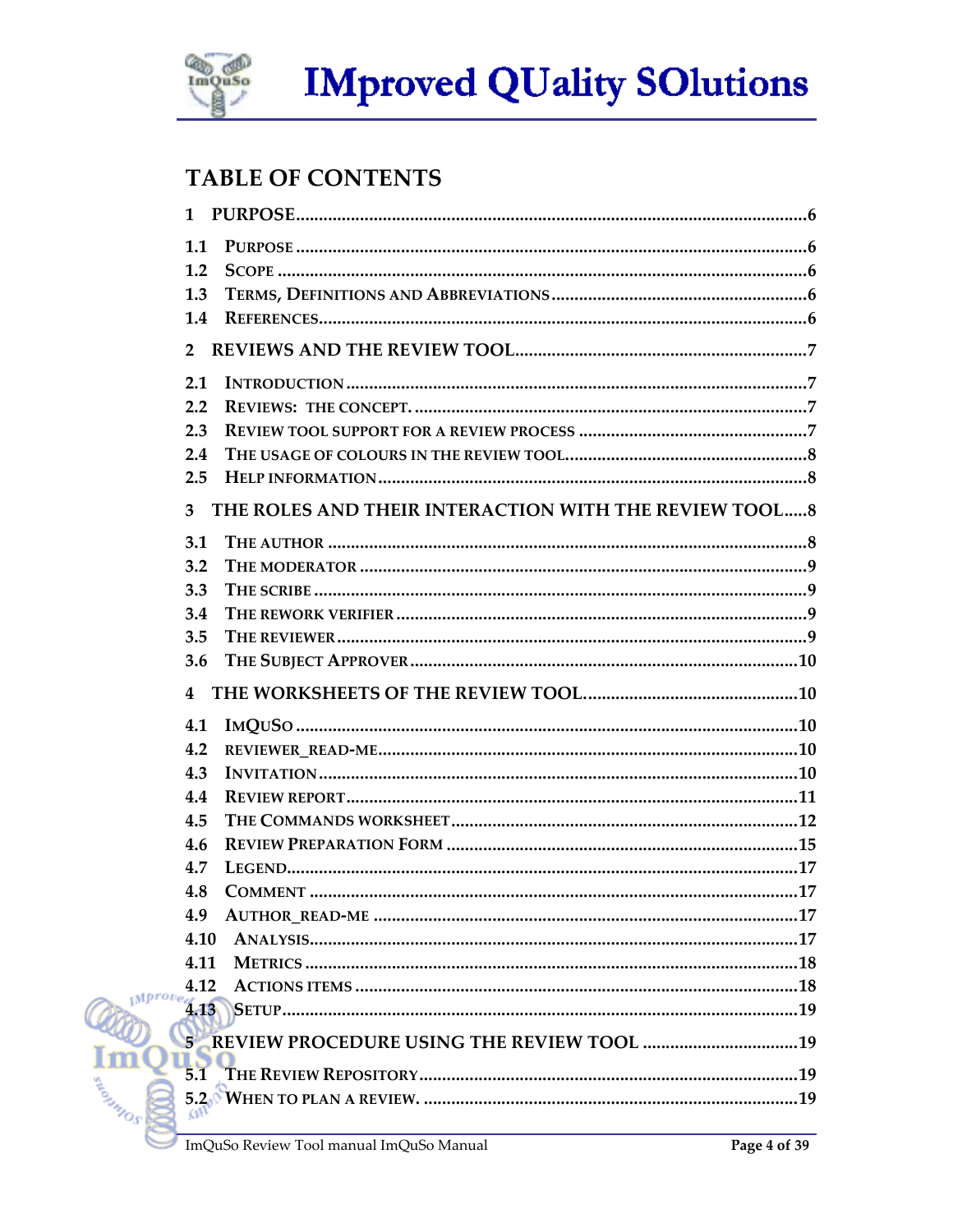## TABLE OF CONTENTS

1 PURPOSE....6

1.1 PURPOSE....6
1.2 SCOPE....6
1.3 TERMS, DEFINITIONS AND ABBREVIATIONS....6
1.4 REFERENCES....6

2 REVIEWS AND THE REVIEW TOOL....7

2.1 INTRODUCTION....7
2.2 REVIEWS: THE CONCEPT....7
2.3 REVIEW TOOL SUPPORT FOR A REVIEW PROCESS....7
2.4 THE USAGE OF COLOURS IN THE REVIEW TOOL....8
2.5 HELP INFORMATION....8

3 THE ROLES AND THEIR INTERACTION WITH THE REVIEW TOOL....8

3.1 THE AUTHOR....8
3.2 THE MODERATOR....9
3.3 THE SCRIBE....9
3.4 THE REWORK VERIFIER....9
3.5 THE REVIEWER....9
3.6 THE SUBJECT APPROVER....10

4 THE WORKSHEETS OF THE REVIEW TOOL....10

4.1 IMQUSO....10
4.2 REVIEWER_READ-ME....10
4.3 INVITATION....10
4.4 REVIEW REPORT....11
4.5 THE COMMANDS WORKSHEET....12
4.6 REVIEW PREPARATION FORM....15
4.7 LEGEND....17
4.8 COMMENT....17
4.9 AUTHOR_READ-ME....17
4.10 ANALYSIS....17
4.11 METRICS....18
4.12 ACTIONS ITEMS....18
4.13 SETUP....19

5 REVIEW PROCEDURE USING THE REVIEW TOOL....19

5.1 THE REVIEW REPOSITORY....19
5.2 WHEN TO PLAN A REVIEW....19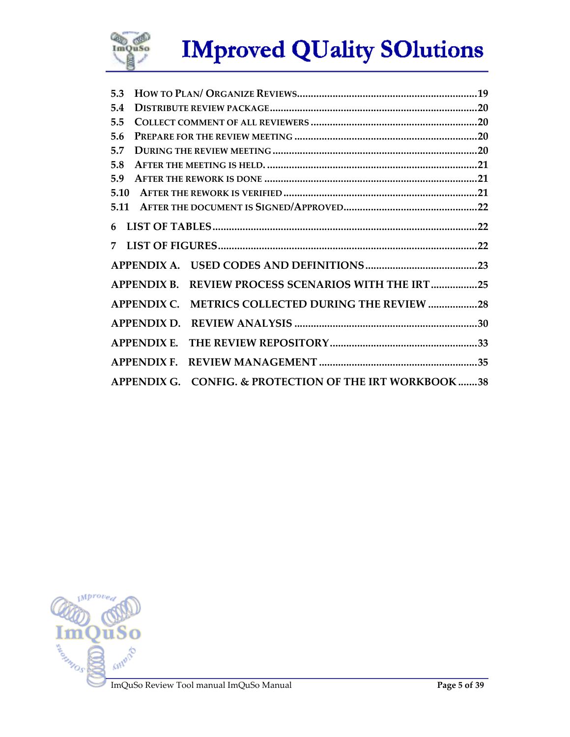- 5.3 HOW TO PLAN/ ORGANIZE REVIEWS....................19
- 5.4 DISTRIBUTE REVIEW PACKAGE....................20
- 5.5 COLLECT COMMENT OF ALL REVIEWERS....................20
- 5.6 PREPARE FOR THE REVIEW MEETING....................20
- 5.7 DURING THE REVIEW MEETING....................20
- 5.8 AFTER THE MEETING IS HELD....................21
- 5.9 AFTER THE REWORK IS DONE....................21
- 5.10 AFTER THE REWORK IS VERIFIED....................21
- 5.11 AFTER THE DOCUMENT IS SIGNED/APPROVED....................22

6 LIST OF TABLES....................22

7 LIST OF FIGURES....................22

APPENDIX A. USED CODES AND DEFINITIONS....................23

APPENDIX B. REVIEW PROCESS SCENARIOS WITH THE IRT....................25

APPENDIX C. METRICS COLLECTED DURING THE REVIEW....................28

APPENDIX D. REVIEW ANALYSIS....................30

APPENDIX E. THE REVIEW REPOSITORY....................33

APPENDIX F. REVIEW MANAGEMENT....................35

APPENDIX G. CONFIG. & PROTECTION OF THE IRT WORKBOOK....................38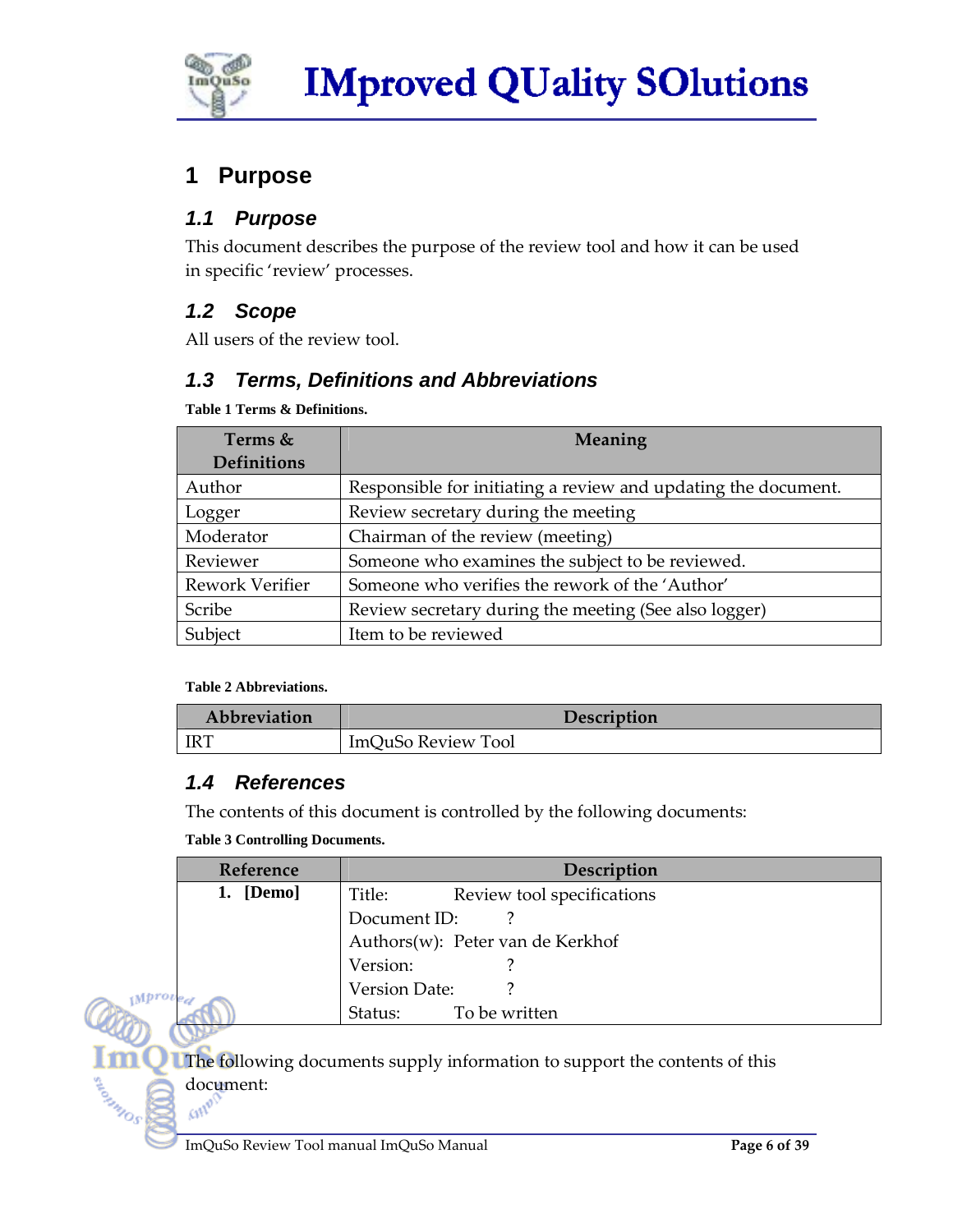# 1 Purpose

## 1.1 Purpose

This document describes the purpose of the review tool and how it can be used in specific 'review' processes.

## 1.2 Scope

All users of the review tool.

## 1.3 Terms, Definitions and Abbreviations

**Table 1 Terms & Definitions.**

| Terms & Definitions | Meaning |
|---|---|
| Author | Responsible for initiating a review and updating the document. |
| Logger | Review secretary during the meeting |
| Moderator | Chairman of the review (meeting) |
| Reviewer | Someone who examines the subject to be reviewed. |
| Rework Verifier | Someone who verifies the rework of the 'Author' |
| Scribe | Review secretary during the meeting (See also logger) |
| Subject | Item to be reviewed |

**Table 2 Abbreviations.**

| Abbreviation | Description |
|---|---|
| IRT | ImQuSo Review Tool |

## 1.4 References

The contents of this document is controlled by the following documents:

**Table 3 Controlling Documents.**

| Reference | Description |
|---|---|
| 1. [Demo] | Title: Review tool specifications<br>Document ID: ?<br>Authors(w): Peter van de Kerkhof<br>Version: ?<br>Version Date: ?<br>Status: To be written |

The following documents supply information to support the contents of this document: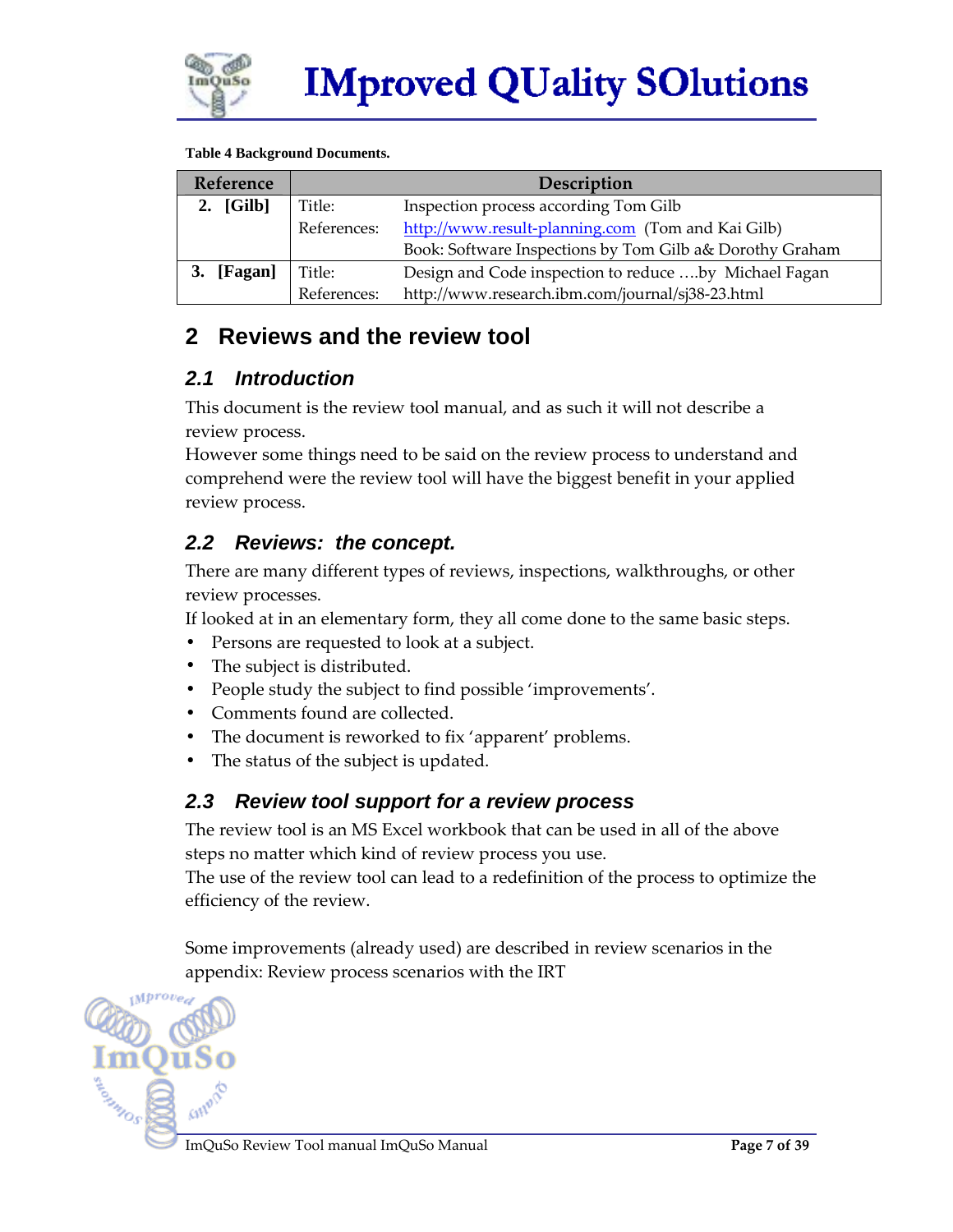**Table 4 Background Documents.**

| Reference | Description | |
|---|---|---|
| 2. [Gilb] | Title: | Inspection process according Tom Gilb |
| | References: | http://www.result-planning.com (Tom and Kai Gilb) |
| | | Book: Software Inspections by Tom Gilb a& Dorothy Graham |
| 3. [Fagan] | Title: | Design and Code inspection to reduce ….by Michael Fagan |
| | References: | http://www.research.ibm.com/journal/sj38-23.html |

# 2 Reviews and the review tool

## *2.1 Introduction*

This document is the review tool manual, and as such it will not describe a review process.
However some things need to be said on the review process to understand and comprehend were the review tool will have the biggest benefit in your applied review process.

## *2.2 Reviews: the concept.*

There are many different types of reviews, inspections, walkthroughs, or other review processes.
If looked at in an elementary form, they all come done to the same basic steps.

- Persons are requested to look at a subject.
- The subject is distributed.
- People study the subject to find possible 'improvements'.
- Comments found are collected.
- The document is reworked to fix 'apparent' problems.
- The status of the subject is updated.

## *2.3 Review tool support for a review process*

The review tool is an MS Excel workbook that can be used in all of the above steps no matter which kind of review process you use.
The use of the review tool can lead to a redefinition of the process to optimize the efficiency of the review.

Some improvements (already used) are described in review scenarios in the appendix: Review process scenarios with the IRT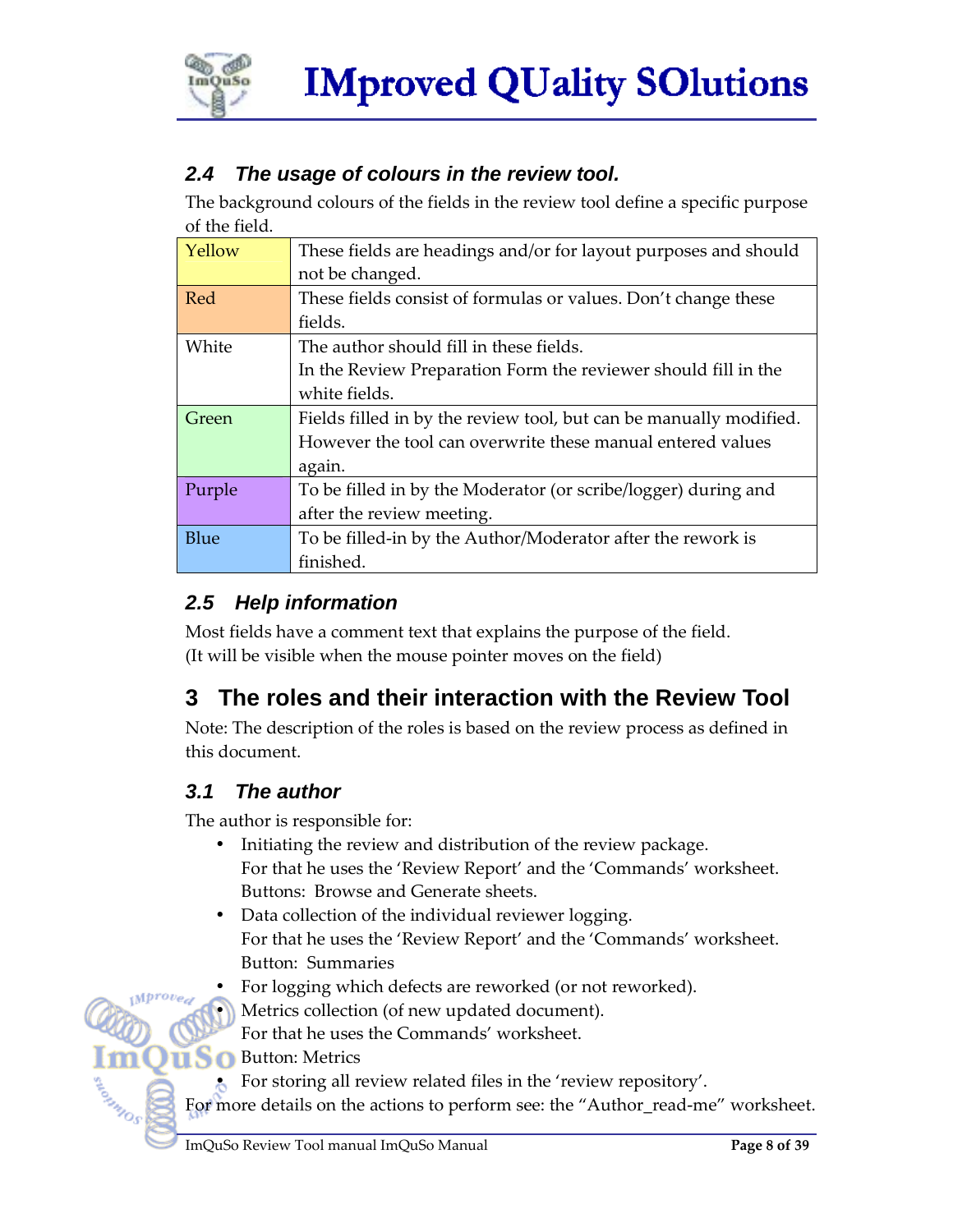## 2.4 The usage of colours in the review tool.

The background colours of the fields in the review tool define a specific purpose of the field.

| | |
|---|---|
| Yellow | These fields are headings and/or for layout purposes and should not be changed. |
| Red | These fields consist of formulas or values. Don't change these fields. |
| White | The author should fill in these fields.<br>In the Review Preparation Form the reviewer should fill in the white fields. |
| Green | Fields filled in by the review tool, but can be manually modified. However the tool can overwrite these manual entered values again. |
| Purple | To be filled in by the Moderator (or scribe/logger) during and after the review meeting. |
| Blue | To be filled-in by the Author/Moderator after the rework is finished. |

## 2.5 Help information

Most fields have a comment text that explains the purpose of the field.
(It will be visible when the mouse pointer moves on the field)

# 3 The roles and their interaction with the Review Tool

Note: The description of the roles is based on the review process as defined in this document.

## 3.1 The author

The author is responsible for:

- Initiating the review and distribution of the review package.
  For that he uses the 'Review Report' and the 'Commands' worksheet.
  Buttons: Browse and Generate sheets.
- Data collection of the individual reviewer logging.
  For that he uses the 'Review Report' and the 'Commands' worksheet.
  Button: Summaries
- For logging which defects are reworked (or not reworked).
- Metrics collection (of new updated document).
  For that he uses the Commands' worksheet.
  Button: Metrics
- For storing all review related files in the 'review repository'.

For more details on the actions to perform see: the "Author_read-me" worksheet.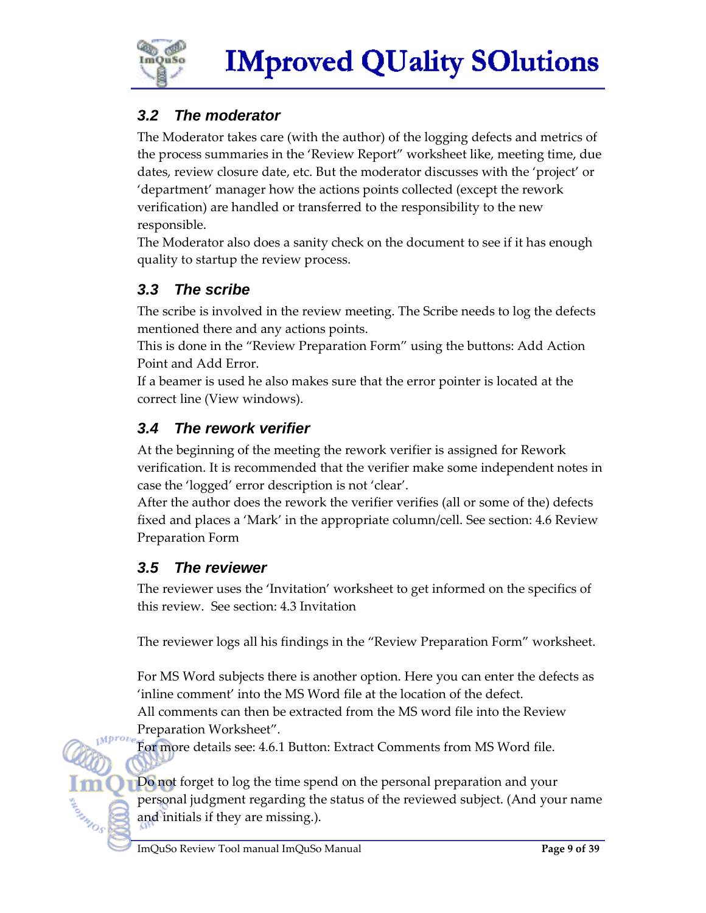### 3.2 The moderator

The Moderator takes care (with the author) of the logging defects and metrics of the process summaries in the 'Review Report" worksheet like, meeting time, due dates, review closure date, etc. But the moderator discusses with the 'project' or 'department' manager how the actions points collected (except the rework verification) are handled or transferred to the responsibility to the new responsible.
The Moderator also does a sanity check on the document to see if it has enough quality to startup the review process.

### 3.3 The scribe

The scribe is involved in the review meeting. The Scribe needs to log the defects mentioned there and any actions points.
This is done in the "Review Preparation Form" using the buttons: Add Action Point and Add Error.
If a beamer is used he also makes sure that the error pointer is located at the correct line (View windows).

### 3.4 The rework verifier

At the beginning of the meeting the rework verifier is assigned for Rework verification. It is recommended that the verifier make some independent notes in case the 'logged' error description is not 'clear'.
After the author does the rework the verifier verifies (all or some of the) defects fixed and places a 'Mark' in the appropriate column/cell. See section: 4.6 Review Preparation Form

### 3.5 The reviewer

The reviewer uses the 'Invitation' worksheet to get informed on the specifics of this review. See section: 4.3 Invitation

The reviewer logs all his findings in the "Review Preparation Form" worksheet.

For MS Word subjects there is another option. Here you can enter the defects as 'inline comment' into the MS Word file at the location of the defect.
All comments can then be extracted from the MS word file into the Review Preparation Worksheet".
For more details see: 4.6.1 Button: Extract Comments from MS Word file.

Do not forget to log the time spend on the personal preparation and your personal judgment regarding the status of the reviewed subject. (And your name and initials if they are missing.).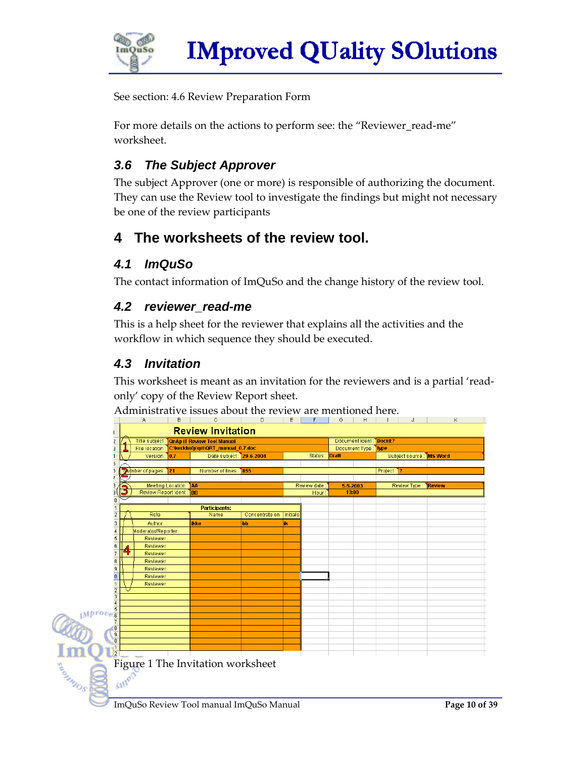See section: 4.6 Review Preparation Form

For more details on the actions to perform see: the “Reviewer_read-me” worksheet.

### 3.6 The Subject Approver

The subject Approver (one or more) is responsible of authorizing the document. They can use the Review tool to investigate the findings but might not necessary be one of the review participants

## 4 The worksheets of the review tool.

### 4.1 ImQuSo

The contact information of ImQuSo and the change history of the review tool.

### 4.2 reviewer_read-me

This is a help sheet for the reviewer that explains all the activities and the workflow in which sequence they should be executed.

### 4.3 Invitation

This worksheet is meant as an invitation for the reviewers and is a partial ‘read-only’ copy of the Review Report sheet.

Administrative issues about the review are mentioned here.

**Review Invitation**

| | | | | | | |
|---|---|---|---|---|---|---|
| Title subject : | QnAp iT Review Tool Manual | | | Document ident : | DocId:? | |
| File location : | C:\kerkhofp\qrt\QRT_manual_0.7.doc | | | Document Type : | type | |
| Version : | 0,7 | Date subject : | 29-6-2004 | Status : | Draft | Subject source : MS Word |
| Number of pages : | 21 | Number of lines : | 855 | | Project : | ? |
| Meeting Location : | AA | | | Review date : | 5-5-2003 | Review Type : Review |
| Review Report ident : | BB | | | Hour : | 13:00 | |

**Participants:**

| Role | Name | Concentrate on | Initials |
|---|---|---|---|
| Author | ikke | bb | ik |
| Moderator/Reporter | | | |
| Reviewer | | | |
| Reviewer | | | |
| Reviewer | | | |
| Reviewer | | | |
| Reviewer | | | |
| Reviewer | | | |
| Reviewer | | | |

Figure 1 The Invitation worksheet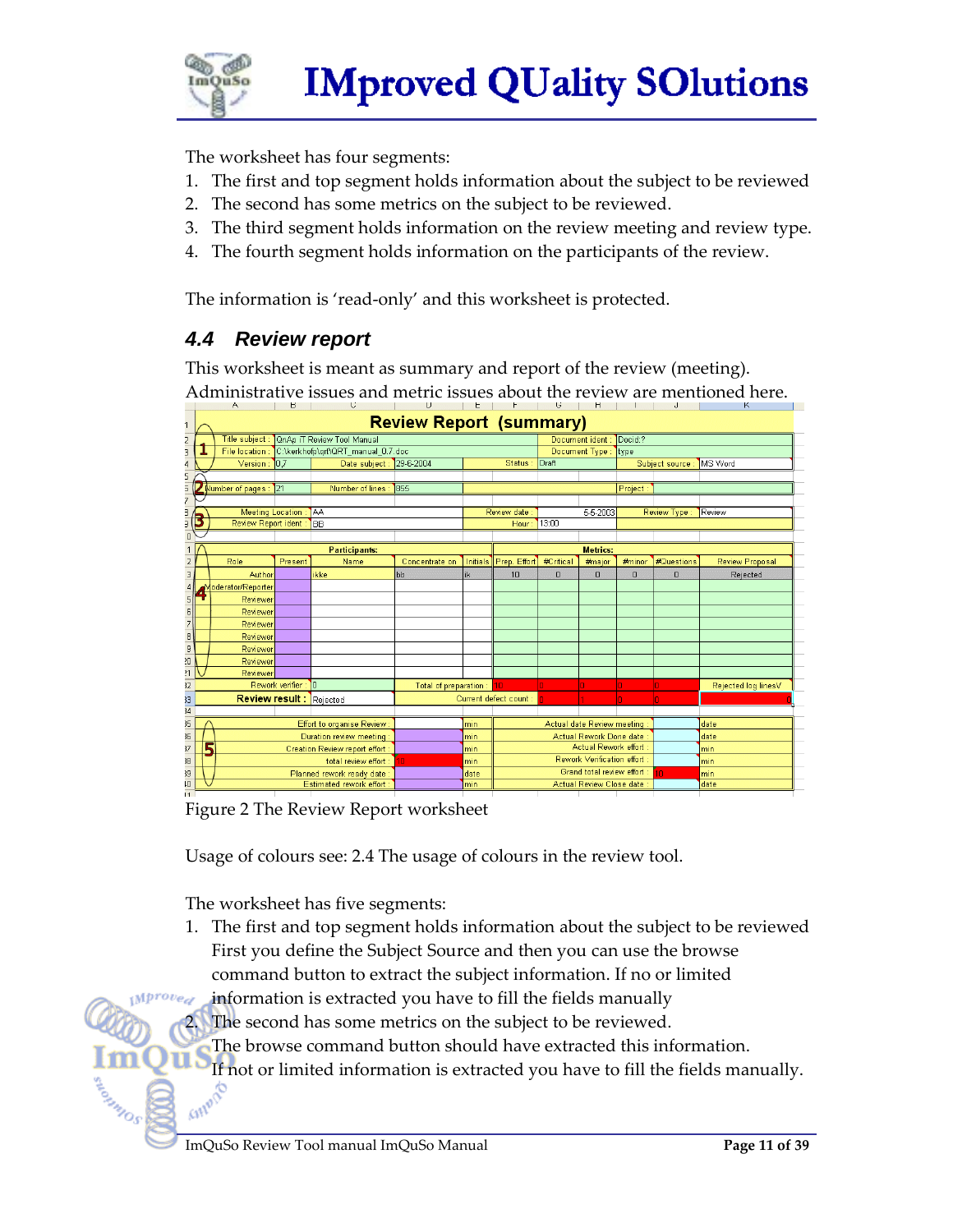The worksheet has four segments:

1. The first and top segment holds information about the subject to be reviewed
2. The second has some metrics on the subject to be reviewed.
3. The third segment holds information on the review meeting and review type.
4. The fourth segment holds information on the participants of the review.

The information is 'read-only' and this worksheet is protected.

## 4.4 Review report

This worksheet is meant as summary and report of the review (meeting). Administrative issues and metric issues about the review are mentioned here.

Figure 2 The Review Report worksheet

Usage of colours see: 2.4 The usage of colours in the review tool.

The worksheet has five segments:

1. The first and top segment holds information about the subject to be reviewed First you define the Subject Source and then you can use the browse command button to extract the subject information. If no or limited information is extracted you have to fill the fields manually
2. The second has some metrics on the subject to be reviewed. The browse command button should have extracted this information. If not or limited information is extracted you have to fill the fields manually.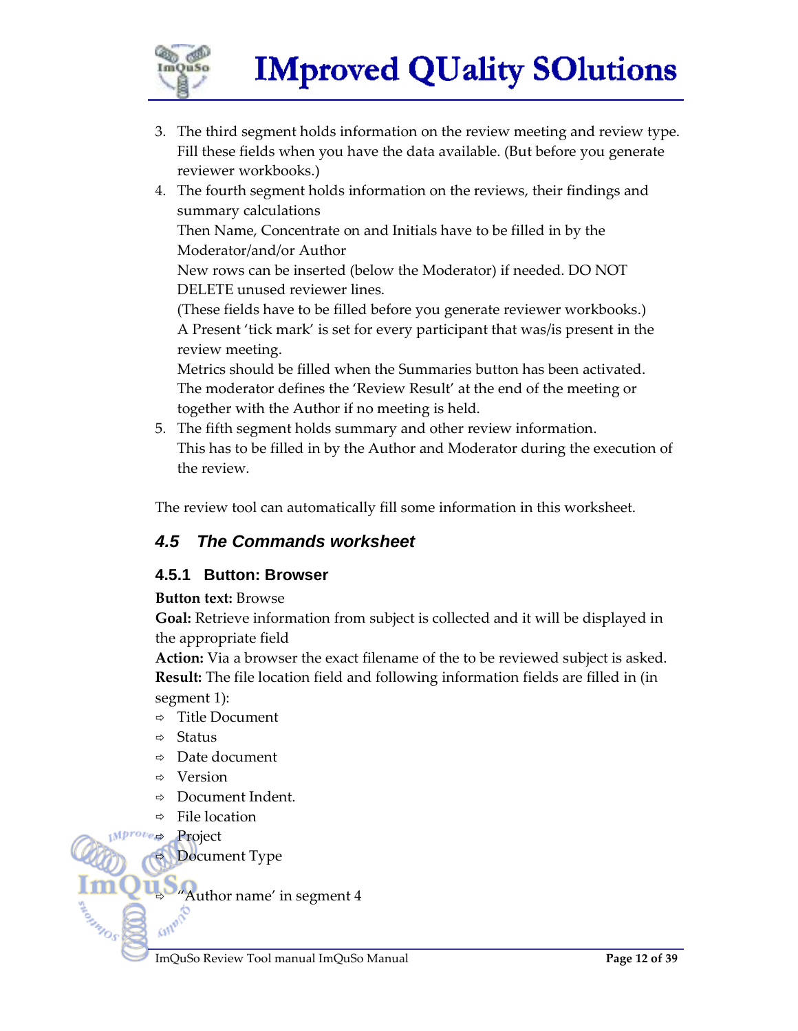3. The third segment holds information on the review meeting and review type. Fill these fields when you have the data available. (But before you generate reviewer workbooks.)
4. The fourth segment holds information on the reviews, their findings and summary calculations
   Then Name, Concentrate on and Initials have to be filled in by the Moderator/and/or Author
   New rows can be inserted (below the Moderator) if needed. DO NOT DELETE unused reviewer lines.
   (These fields have to be filled before you generate reviewer workbooks.)
   A Present 'tick mark' is set for every participant that was/is present in the review meeting.
   Metrics should be filled when the Summaries button has been activated.
   The moderator defines the 'Review Result' at the end of the meeting or together with the Author if no meeting is held.
5. The fifth segment holds summary and other review information.
   This has to be filled in by the Author and Moderator during the execution of the review.

The review tool can automatically fill some information in this worksheet.

## 4.5 The Commands worksheet

### 4.5.1 Button: Browser

**Button text:** Browse
**Goal:** Retrieve information from subject is collected and it will be displayed in the appropriate field
**Action:** Via a browser the exact filename of the to be reviewed subject is asked.
**Result:** The file location field and following information fields are filled in (in segment 1):

- Title Document
- Status
- Date document
- Version
- Document Indent.
- File location
- Project
- Document Type
- "Author name' in segment 4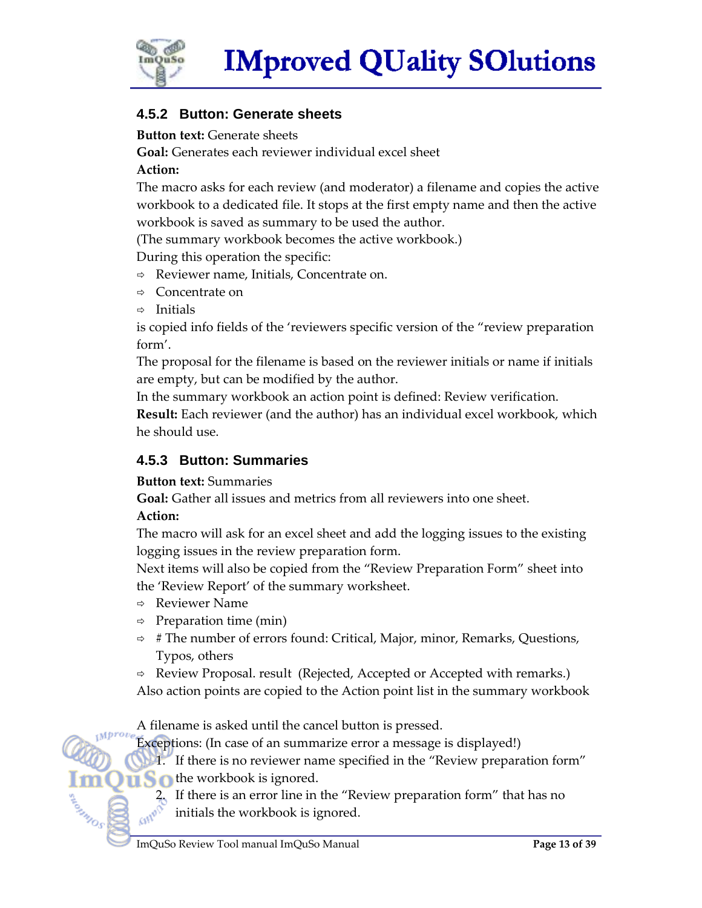### 4.5.2 Button: Generate sheets

**Button text:** Generate sheets
**Goal:** Generates each reviewer individual excel sheet
**Action:**
The macro asks for each review (and moderator) a filename and copies the active workbook to a dedicated file. It stops at the first empty name and then the active workbook is saved as summary to be used the author.
(The summary workbook becomes the active workbook.)
During this operation the specific:

- ⇨ Reviewer name, Initials, Concentrate on.
- ⇨ Concentrate on
- ⇨ Initials

is copied info fields of the 'reviewers specific version of the "review preparation form'.
The proposal for the filename is based on the reviewer initials or name if initials are empty, but can be modified by the author.
In the summary workbook an action point is defined: Review verification.
**Result:** Each reviewer (and the author) has an individual excel workbook, which he should use.

### 4.5.3 Button: Summaries

**Button text:** Summaries
**Goal:** Gather all issues and metrics from all reviewers into one sheet.
**Action:**
The macro will ask for an excel sheet and add the logging issues to the existing logging issues in the review preparation form.
Next items will also be copied from the "Review Preparation Form" sheet into the 'Review Report' of the summary worksheet.

- ⇨ Reviewer Name
- ⇨ Preparation time (min)
- ⇨ # The number of errors found: Critical, Major, minor, Remarks, Questions, Typos, others
- ⇨ Review Proposal. result (Rejected, Accepted or Accepted with remarks.)

Also action points are copied to the Action point list in the summary workbook

A filename is asked until the cancel button is pressed.
Exceptions: (In case of an summarize error a message is displayed!)

1. If there is no reviewer name specified in the "Review preparation form" the workbook is ignored.
2. If there is an error line in the "Review preparation form" that has no initials the workbook is ignored.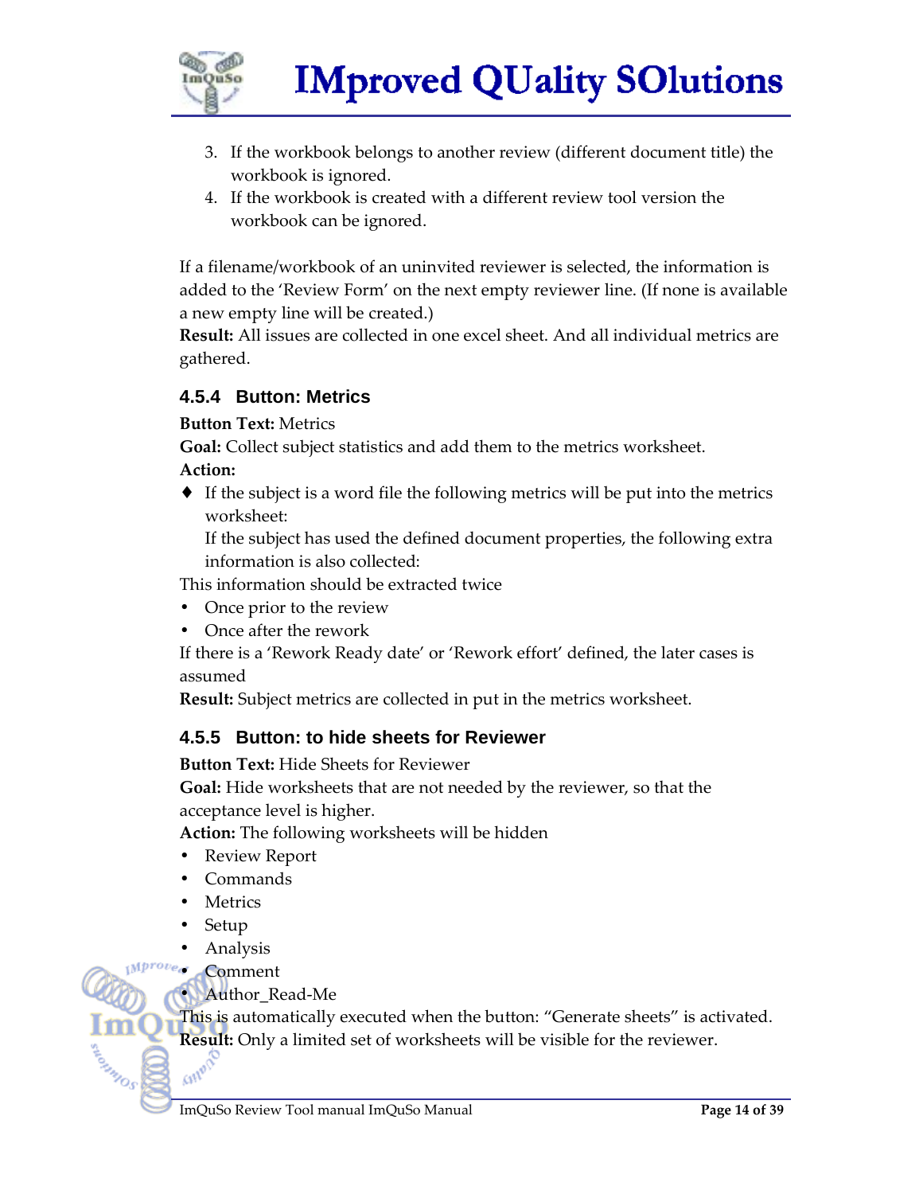3. If the workbook belongs to another review (different document title) the workbook is ignored.
4. If the workbook is created with a different review tool version the workbook can be ignored.

If a filename/workbook of an uninvited reviewer is selected, the information is added to the 'Review Form' on the next empty reviewer line. (If none is available a new empty line will be created.)
**Result:** All issues are collected in one excel sheet. And all individual metrics are gathered.

### 4.5.4 Button: Metrics

**Button Text:** Metrics
**Goal:** Collect subject statistics and add them to the metrics worksheet.
**Action:**

♦ If the subject is a word file the following metrics will be put into the metrics worksheet:
  If the subject has used the defined document properties, the following extra information is also collected:

This information should be extracted twice

- Once prior to the review
- Once after the rework

If there is a 'Rework Ready date' or 'Rework effort' defined, the later cases is assumed
**Result:** Subject metrics are collected in put in the metrics worksheet.

### 4.5.5 Button: to hide sheets for Reviewer

**Button Text:** Hide Sheets for Reviewer
**Goal:** Hide worksheets that are not needed by the reviewer, so that the acceptance level is higher.
**Action:** The following worksheets will be hidden

- Review Report
- Commands
- Metrics
- Setup
- Analysis
- Comment
- Author_Read-Me

This is automatically executed when the button: "Generate sheets" is activated.
**Result:** Only a limited set of worksheets will be visible for the reviewer.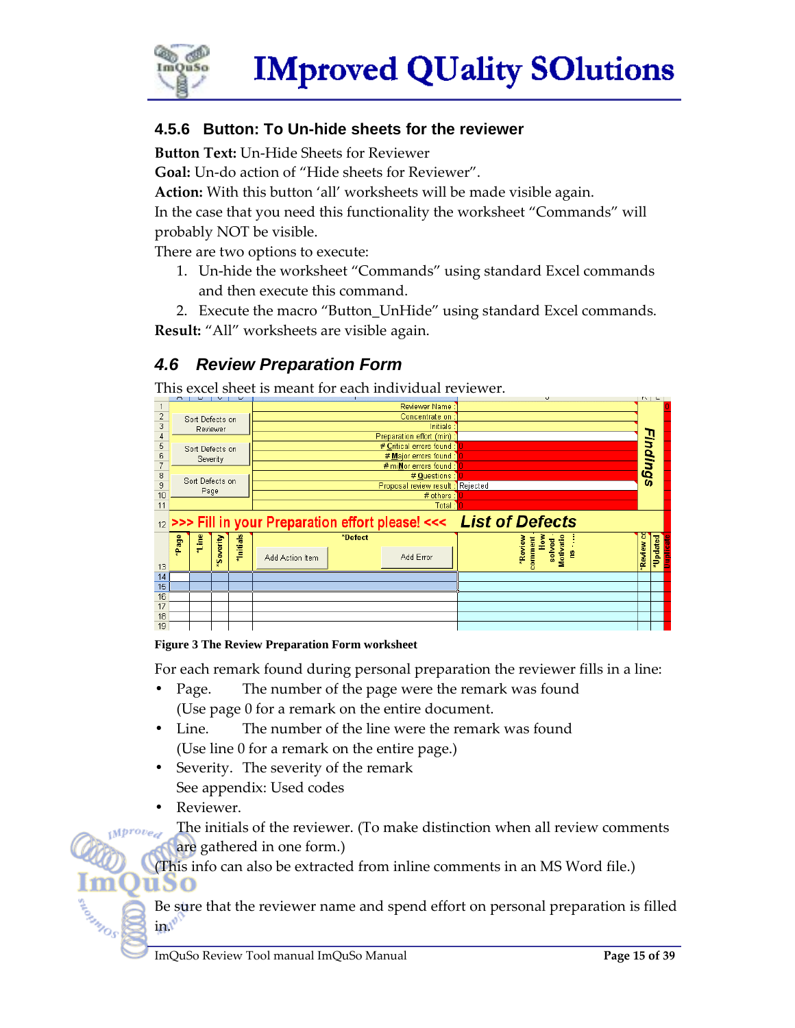### 4.5.6 Button: To Un-hide sheets for the reviewer

**Button Text:** Un-Hide Sheets for Reviewer
**Goal:** Un-do action of "Hide sheets for Reviewer".
**Action:** With this button 'all' worksheets will be made visible again.
In the case that you need this functionality the worksheet "Commands" will probably NOT be visible.
There are two options to execute:

1. Un-hide the worksheet "Commands" using standard Excel commands and then execute this command.
2. Execute the macro "Button_UnHide" using standard Excel commands.

**Result:** "All" worksheets are visible again.

## *4.6 Review Preparation Form*

This excel sheet is meant for each individual reviewer.

Figure 3 The Review Preparation Form worksheet

For each remark found during personal preparation the reviewer fills in a line:

- Page. The number of the page were the remark was found
  (Use page 0 for a remark on the entire document.
- Line. The number of the line were the remark was found
  (Use line 0 for a remark on the entire page.)
- Severity. The severity of the remark
  See appendix: Used codes
- Reviewer.
  The initials of the reviewer. (To make distinction when all review comments are gathered in one form.)

(This info can also be extracted from inline comments in an MS Word file.)

Be sure that the reviewer name and spend effort on personal preparation is filled in.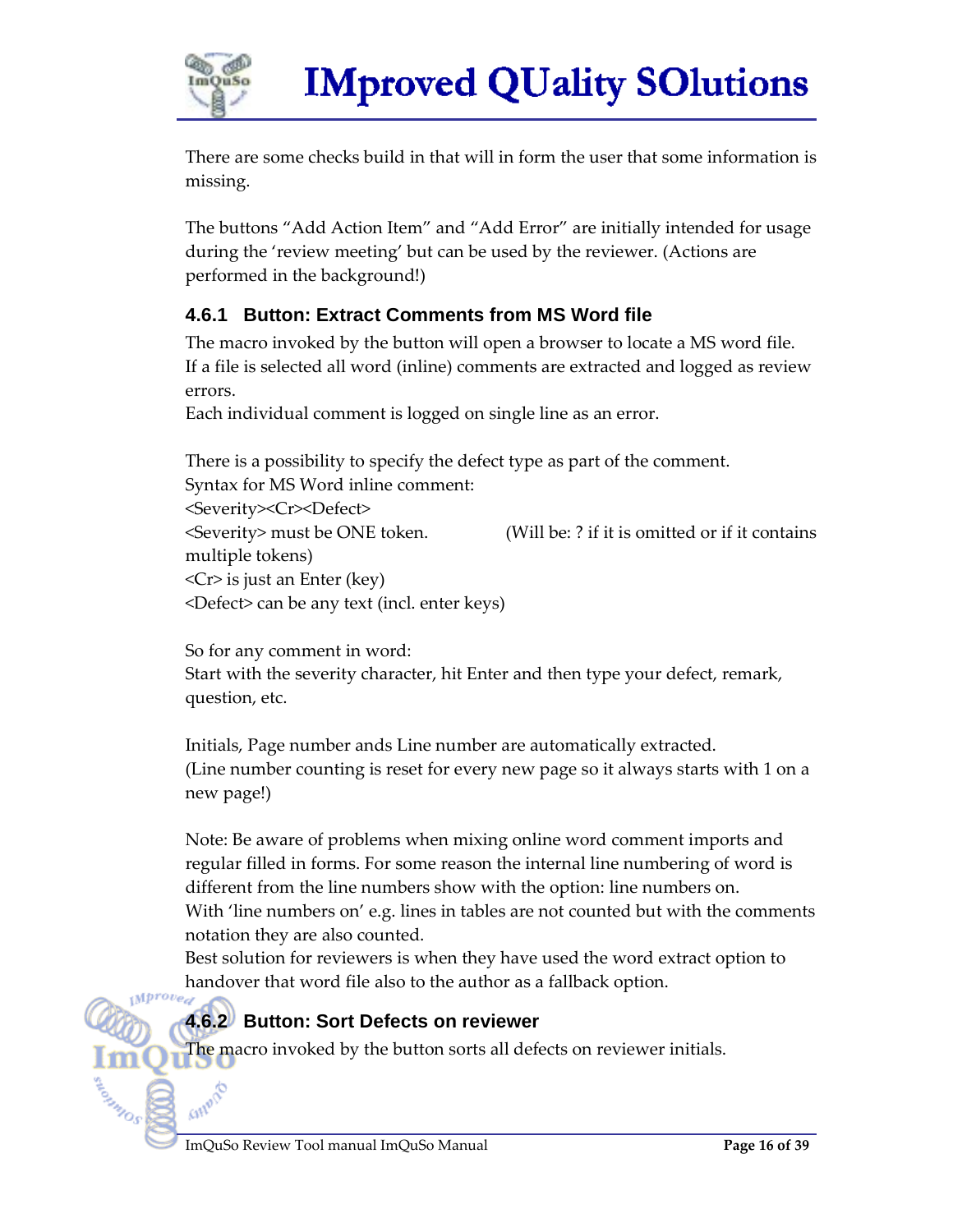There are some checks build in that will in form the user that some information is missing.

The buttons "Add Action Item" and "Add Error" are initially intended for usage during the 'review meeting' but can be used by the reviewer. (Actions are performed in the background!)

### 4.6.1 Button: Extract Comments from MS Word file

The macro invoked by the button will open a browser to locate a MS word file.
If a file is selected all word (inline) comments are extracted and logged as review errors.
Each individual comment is logged on single line as an error.

There is a possibility to specify the defect type as part of the comment.
Syntax for MS Word inline comment:
<Severity><Cr><Defect>
<Severity> must be ONE token. (Will be: ? if it is omitted or if it contains multiple tokens)
<Cr> is just an Enter (key)
<Defect> can be any text (incl. enter keys)

So for any comment in word:
Start with the severity character, hit Enter and then type your defect, remark, question, etc.

Initials, Page number ands Line number are automatically extracted.
(Line number counting is reset for every new page so it always starts with 1 on a new page!)

Note: Be aware of problems when mixing online word comment imports and regular filled in forms. For some reason the internal line numbering of word is different from the line numbers show with the option: line numbers on.
With 'line numbers on' e.g. lines in tables are not counted but with the comments notation they are also counted.
Best solution for reviewers is when they have used the word extract option to handover that word file also to the author as a fallback option.

### 4.6.2 Button: Sort Defects on reviewer

The macro invoked by the button sorts all defects on reviewer initials.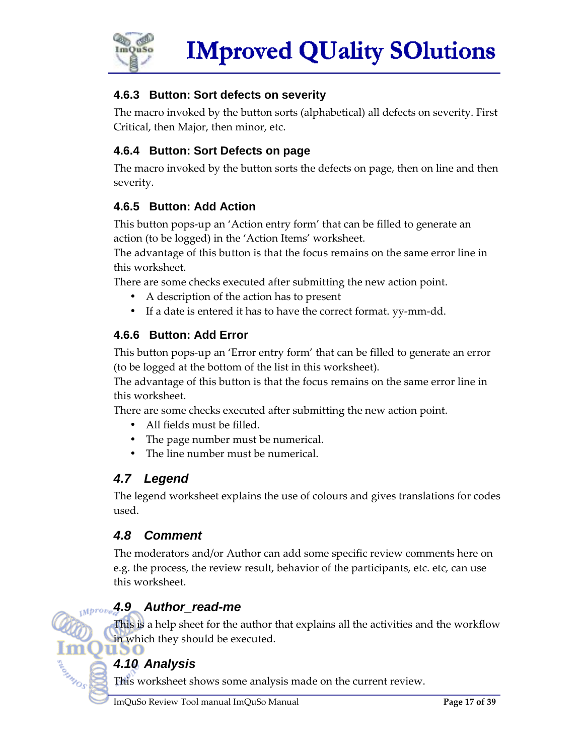#### 4.6.3 Button: Sort defects on severity

The macro invoked by the button sorts (alphabetical) all defects on severity. First Critical, then Major, then minor, etc.

#### 4.6.4 Button: Sort Defects on page

The macro invoked by the button sorts the defects on page, then on line and then severity.

#### 4.6.5 Button: Add Action

This button pops-up an 'Action entry form' that can be filled to generate an action (to be logged) in the 'Action Items' worksheet.
The advantage of this button is that the focus remains on the same error line in this worksheet.
There are some checks executed after submitting the new action point.

- A description of the action has to present
- If a date is entered it has to have the correct format. yy-mm-dd.

#### 4.6.6 Button: Add Error

This button pops-up an 'Error entry form' that can be filled to generate an error (to be logged at the bottom of the list in this worksheet).
The advantage of this button is that the focus remains on the same error line in this worksheet.
There are some checks executed after submitting the new action point.

- All fields must be filled.
- The page number must be numerical.
- The line number must be numerical.

### *4.7 Legend*

The legend worksheet explains the use of colours and gives translations for codes used.

### *4.8 Comment*

The moderators and/or Author can add some specific review comments here on e.g. the process, the review result, behavior of the participants, etc. etc, can use this worksheet.

### *4.9 Author_read-me*

This is a help sheet for the author that explains all the activities and the workflow in which they should be executed.

### *4.10 Analysis*

This worksheet shows some analysis made on the current review.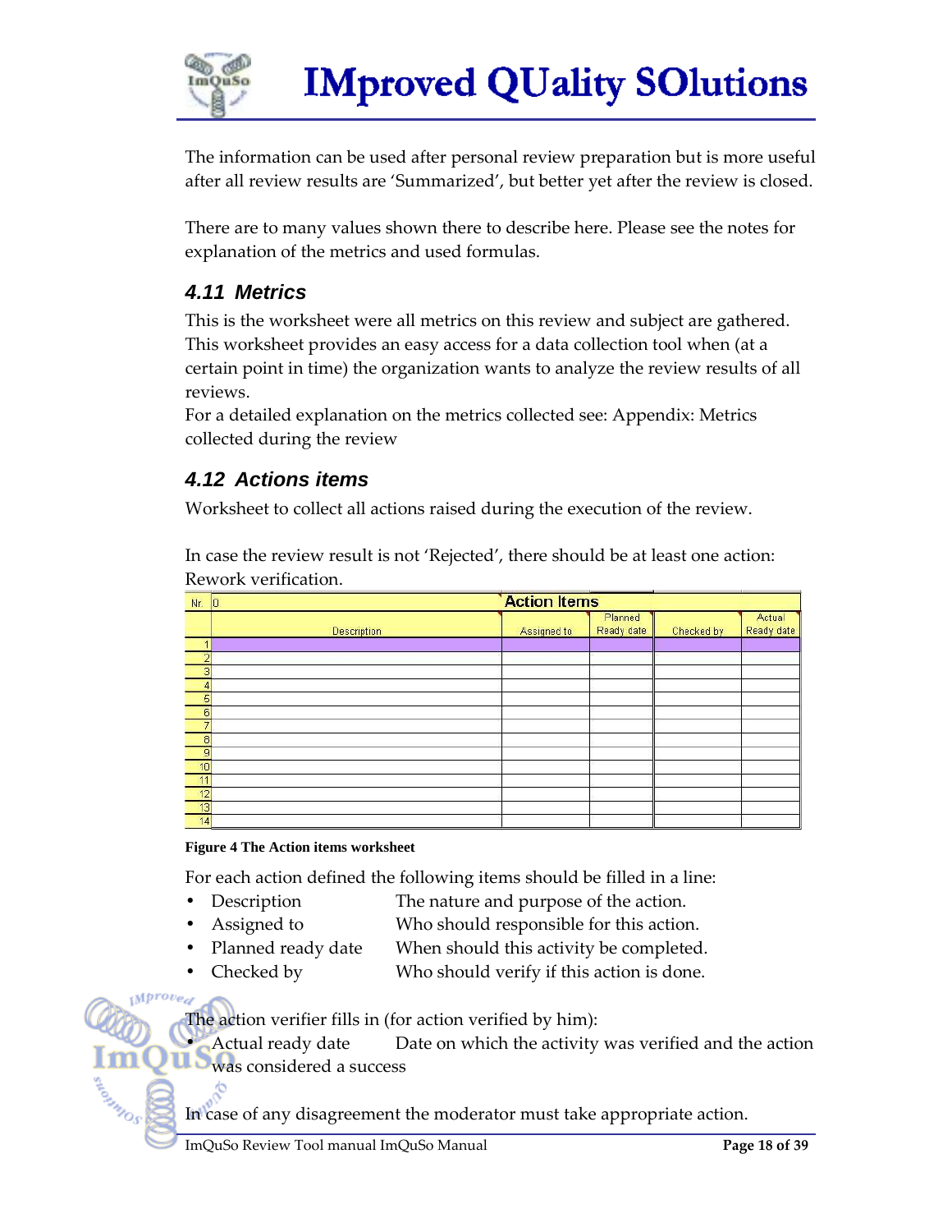The information can be used after personal review preparation but is more useful after all review results are 'Summarized', but better yet after the review is closed.

There are to many values shown there to describe here. Please see the notes for explanation of the metrics and used formulas.

### 4.11 Metrics

This is the worksheet were all metrics on this review and subject are gathered. This worksheet provides an easy access for a data collection tool when (at a certain point in time) the organization wants to analyze the review results of all reviews.
For a detailed explanation on the metrics collected see: Appendix: Metrics collected during the review

### 4.12 Actions items

Worksheet to collect all actions raised during the execution of the review.

In case the review result is not 'Rejected', there should be at least one action: Rework verification.

| Nr. | 0 | Action Items | | | |
|---|---|---|---|---|---|
| | Description | Assigned to | Planned Ready date | Checked by | Actual Ready date |
| 1 | | | | | |
| 2 | | | | | |
| 3 | | | | | |
| 4 | | | | | |
| 5 | | | | | |
| 6 | | | | | |
| 7 | | | | | |
| 8 | | | | | |
| 9 | | | | | |
| 10 | | | | | |
| 11 | | | | | |
| 12 | | | | | |
| 13 | | | | | |
| 14 | | | | | |

**Figure 4 The Action items worksheet**

For each action defined the following items should be filled in a line:

- Description — The nature and purpose of the action.
- Assigned to — Who should responsible for this action.
- Planned ready date — When should this activity be completed.
- Checked by — Who should verify if this action is done.

The action verifier fills in (for action verified by him):

- Actual ready date — Date on which the activity was verified and the action was considered a success

In case of any disagreement the moderator must take appropriate action.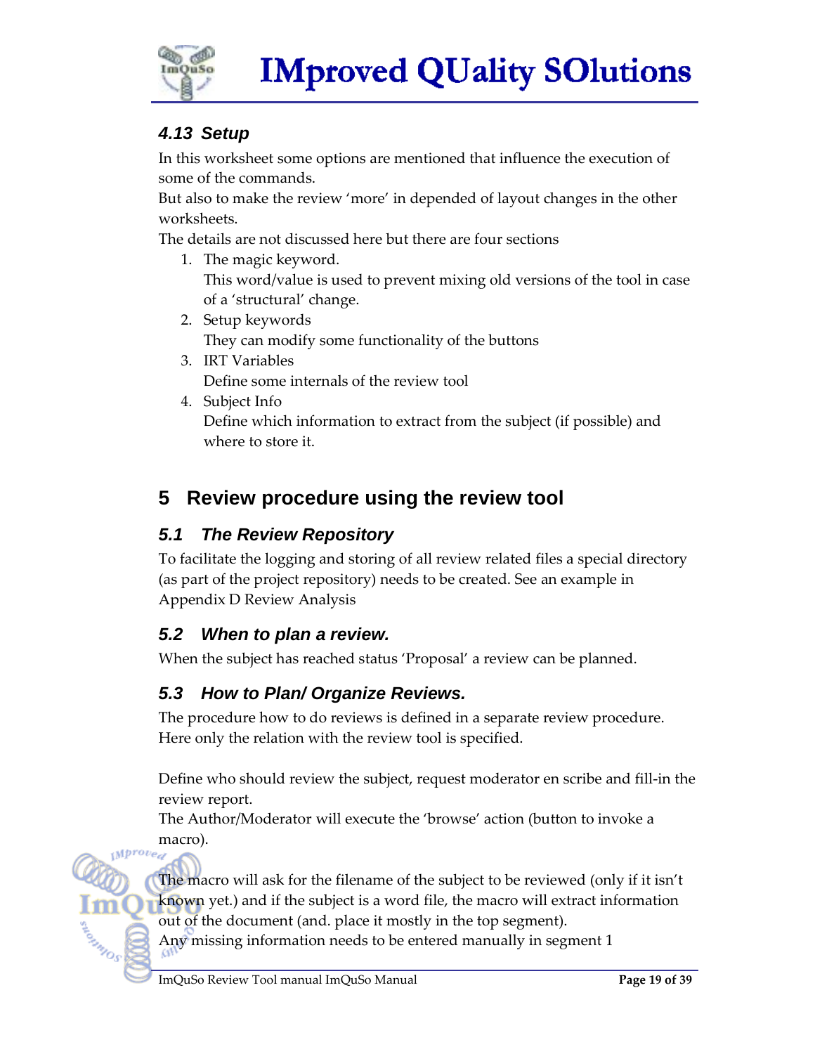### 4.13 Setup

In this worksheet some options are mentioned that influence the execution of some of the commands.
But also to make the review 'more' in depended of layout changes in the other worksheets.
The details are not discussed here but there are four sections

1. The magic keyword.
   This word/value is used to prevent mixing old versions of the tool in case of a 'structural' change.
2. Setup keywords
   They can modify some functionality of the buttons
3. IRT Variables
   Define some internals of the review tool
4. Subject Info
   Define which information to extract from the subject (if possible) and where to store it.

# 5 Review procedure using the review tool

## 5.1 The Review Repository

To facilitate the logging and storing of all review related files a special directory (as part of the project repository) needs to be created. See an example in Appendix D Review Analysis

## 5.2 When to plan a review.

When the subject has reached status 'Proposal' a review can be planned.

## 5.3 How to Plan/ Organize Reviews.

The procedure how to do reviews is defined in a separate review procedure.
Here only the relation with the review tool is specified.

Define who should review the subject, request moderator en scribe and fill-in the review report.
The Author/Moderator will execute the 'browse' action (button to invoke a macro).

The macro will ask for the filename of the subject to be reviewed (only if it isn't known yet.) and if the subject is a word file, the macro will extract information out of the document (and. place it mostly in the top segment).
Any missing information needs to be entered manually in segment 1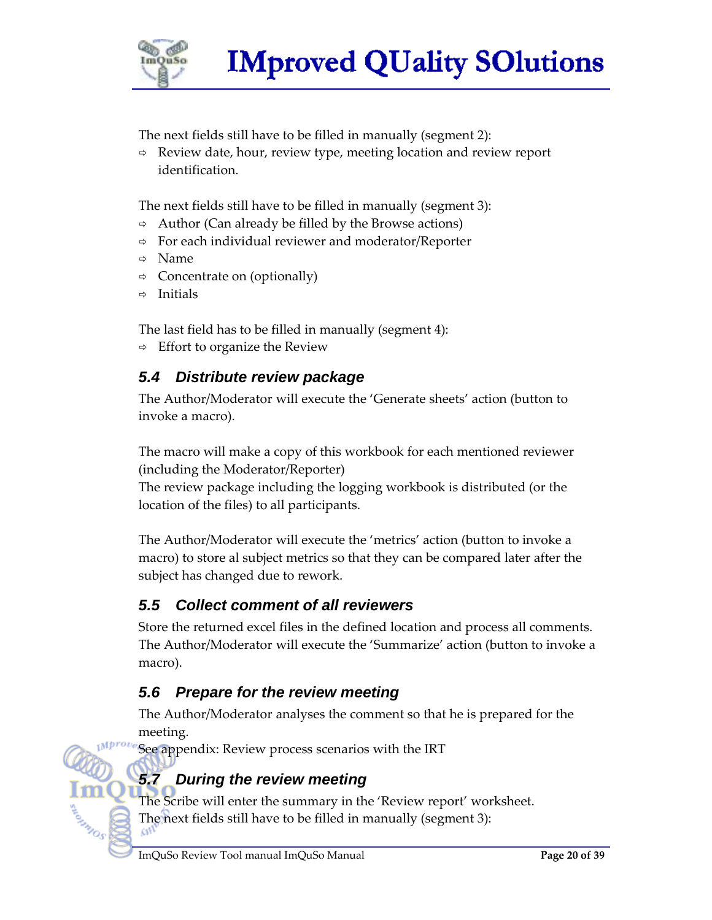The next fields still have to be filled in manually (segment 2):

- ⇨ Review date, hour, review type, meeting location and review report identification.

The next fields still have to be filled in manually (segment 3):

- ⇨ Author (Can already be filled by the Browse actions)
- ⇨ For each individual reviewer and moderator/Reporter
- ⇨ Name
- ⇨ Concentrate on (optionally)
- ⇨ Initials

The last field has to be filled in manually (segment 4):

- ⇨ Effort to organize the Review

### 5.4 Distribute review package

The Author/Moderator will execute the 'Generate sheets' action (button to invoke a macro).

The macro will make a copy of this workbook for each mentioned reviewer (including the Moderator/Reporter)
The review package including the logging workbook is distributed (or the location of the files) to all participants.

The Author/Moderator will execute the 'metrics' action (button to invoke a macro) to store al subject metrics so that they can be compared later after the subject has changed due to rework.

### 5.5 Collect comment of all reviewers

Store the returned excel files in the defined location and process all comments.
The Author/Moderator will execute the 'Summarize' action (button to invoke a macro).

### 5.6 Prepare for the review meeting

The Author/Moderator analyses the comment so that he is prepared for the meeting.
See appendix: Review process scenarios with the IRT

### 5.7 During the review meeting

The Scribe will enter the summary in the 'Review report' worksheet.
The next fields still have to be filled in manually (segment 3):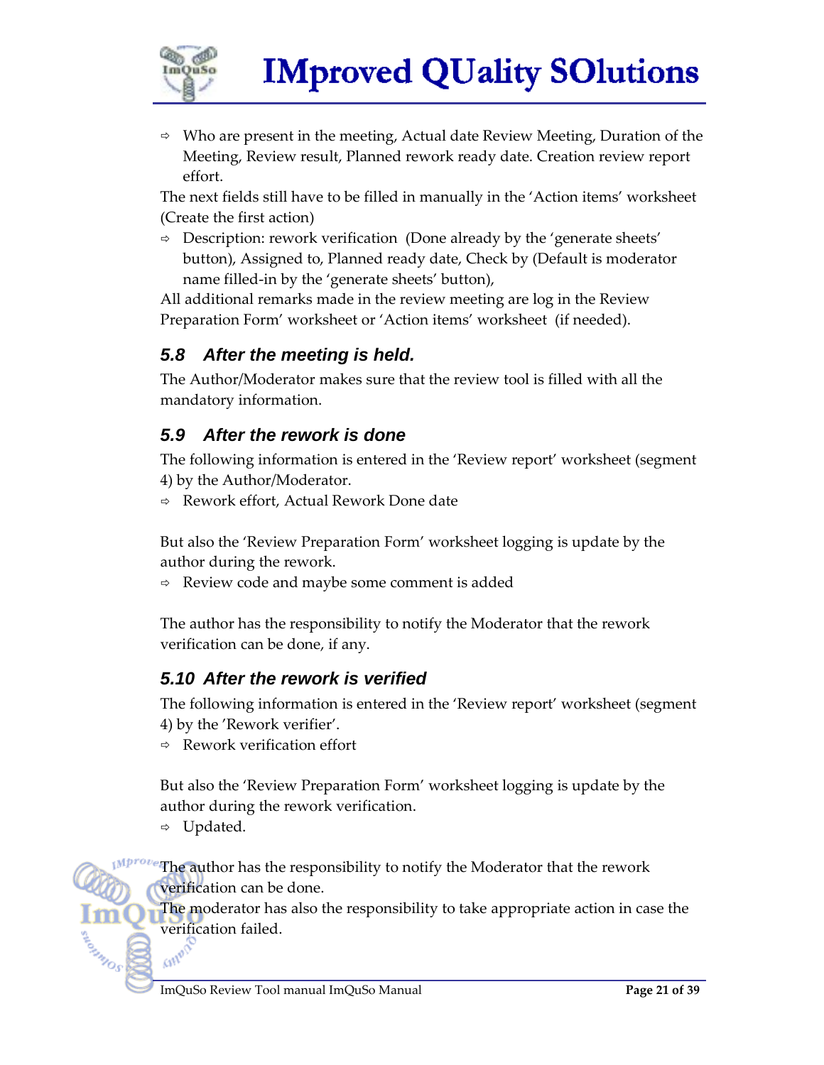- Who are present in the meeting, Actual date Review Meeting, Duration of the Meeting, Review result, Planned rework ready date. Creation review report effort.

The next fields still have to be filled in manually in the 'Action items' worksheet (Create the first action)

- Description: rework verification (Done already by the 'generate sheets' button), Assigned to, Planned ready date, Check by (Default is moderator name filled-in by the 'generate sheets' button),

All additional remarks made in the review meeting are log in the Review Preparation Form' worksheet or 'Action items' worksheet (if needed).

### *5.8 After the meeting is held.*

The Author/Moderator makes sure that the review tool is filled with all the mandatory information.

### *5.9 After the rework is done*

The following information is entered in the 'Review report' worksheet (segment 4) by the Author/Moderator.

- Rework effort, Actual Rework Done date

But also the 'Review Preparation Form' worksheet logging is update by the author during the rework.

- Review code and maybe some comment is added

The author has the responsibility to notify the Moderator that the rework verification can be done, if any.

### *5.10 After the rework is verified*

The following information is entered in the 'Review report' worksheet (segment 4) by the 'Rework verifier'.

- Rework verification effort

But also the 'Review Preparation Form' worksheet logging is update by the author during the rework verification.

- Updated.

The author has the responsibility to notify the Moderator that the rework verification can be done.

The moderator has also the responsibility to take appropriate action in case the verification failed.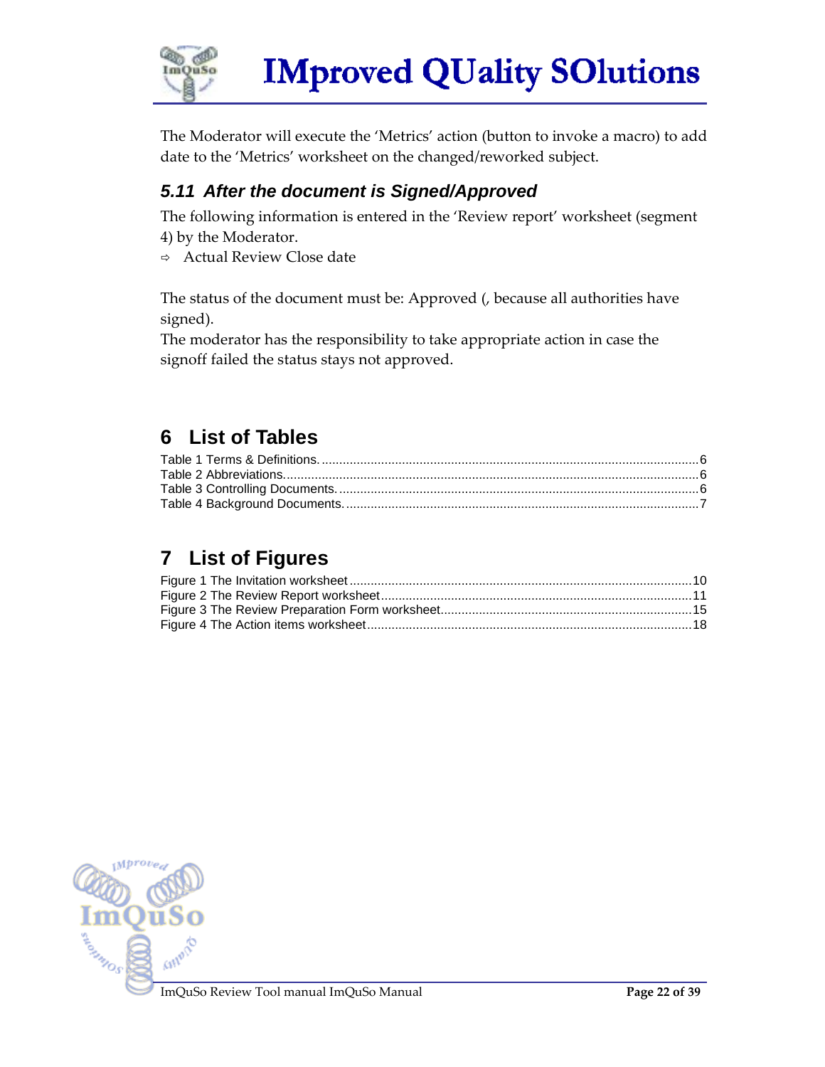The Moderator will execute the 'Metrics' action (button to invoke a macro) to add date to the 'Metrics' worksheet on the changed/reworked subject.

### 5.11 After the document is Signed/Approved

The following information is entered in the 'Review report' worksheet (segment 4) by the Moderator.

- Actual Review Close date

The status of the document must be: Approved (, because all authorities have signed).

The moderator has the responsibility to take appropriate action in case the signoff failed the status stays not approved.

# 6 List of Tables

Table 1 Terms & Definitions. .......................................................................................................... 6
Table 2 Abbreviations. .................................................................................................................. 6
Table 3 Controlling Documents. .................................................................................................... 6
Table 4 Background Documents. .................................................................................................. 7

# 7 List of Figures

Figure 1 The Invitation worksheet .................................................................................................. 10
Figure 2 The Review Report worksheet .......................................................................................... 11
Figure 3 The Review Preparation Form worksheet .......................................................................... 15
Figure 4 The Action items worksheet .............................................................................................. 18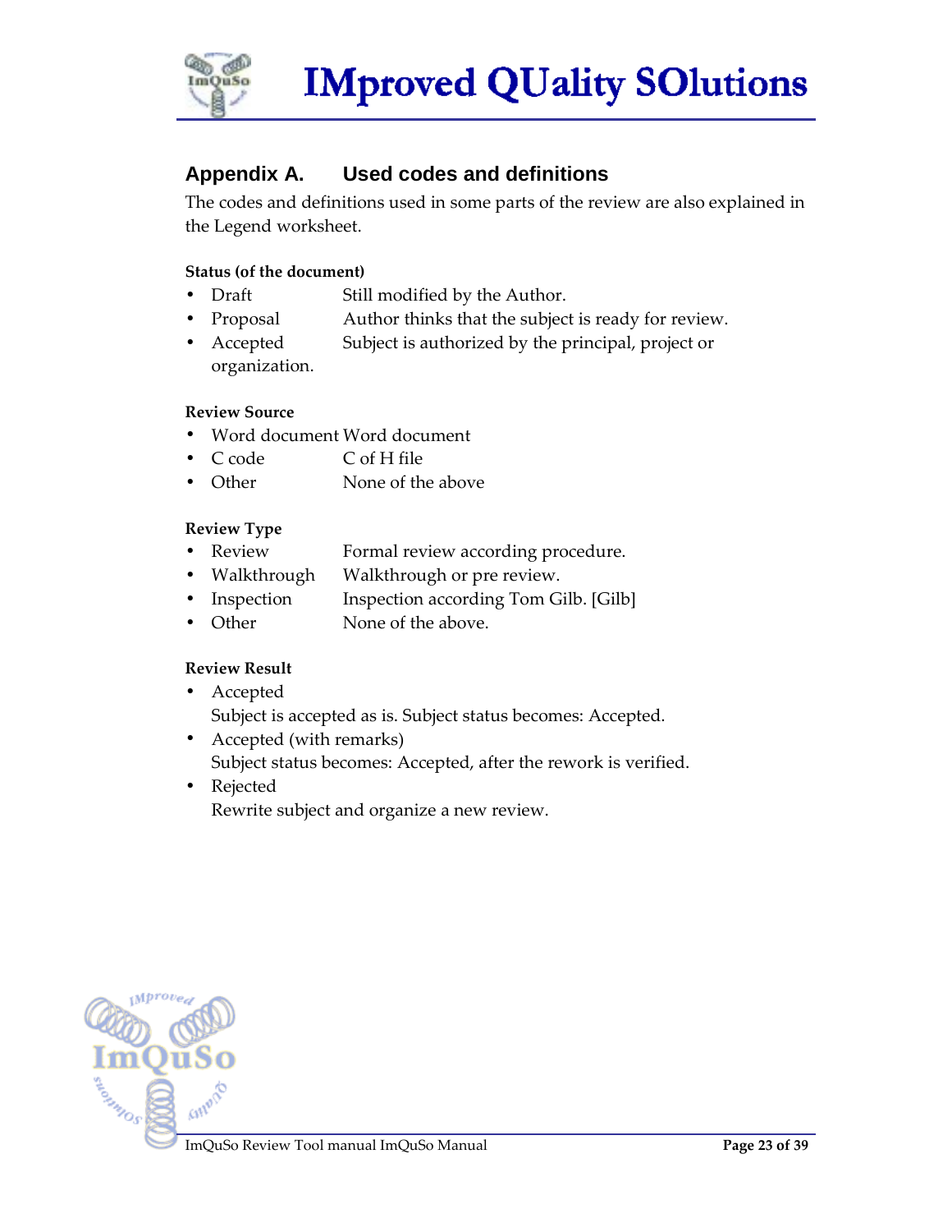## Appendix A. Used codes and definitions

The codes and definitions used in some parts of the review are also explained in the Legend worksheet.

**Status (of the document)**

- Draft Still modified by the Author.
- Proposal Author thinks that the subject is ready for review.
- Accepted Subject is authorized by the principal, project or organization.

**Review Source**

- Word document Word document
- C code C of H file
- Other None of the above

**Review Type**

- Review Formal review according procedure.
- Walkthrough Walkthrough or pre review.
- Inspection Inspection according Tom Gilb. [Gilb]
- Other None of the above.

**Review Result**

- Accepted
  Subject is accepted as is. Subject status becomes: Accepted.
- Accepted (with remarks)
  Subject status becomes: Accepted, after the rework is verified.
- Rejected
  Rewrite subject and organize a new review.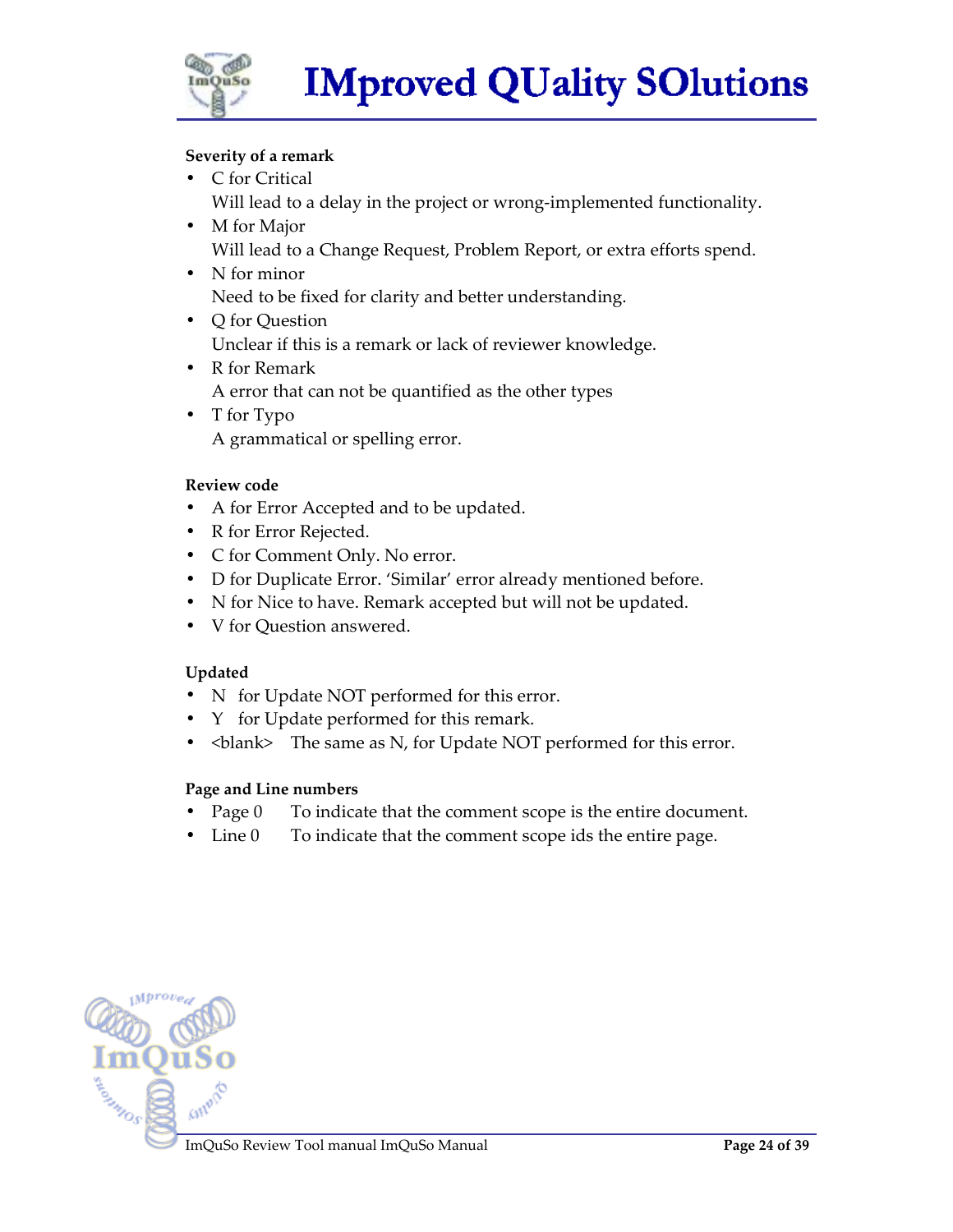**Severity of a remark**

- C for Critical
  Will lead to a delay in the project or wrong-implemented functionality.
- M for Major
  Will lead to a Change Request, Problem Report, or extra efforts spend.
- N for minor
  Need to be fixed for clarity and better understanding.
- Q for Question
  Unclear if this is a remark or lack of reviewer knowledge.
- R for Remark
  A error that can not be quantified as the other types
- T for Typo
  A grammatical or spelling error.

**Review code**

- A for Error Accepted and to be updated.
- R for Error Rejected.
- C for Comment Only. No error.
- D for Duplicate Error. 'Similar' error already mentioned before.
- N for Nice to have. Remark accepted but will not be updated.
- V for Question answered.

**Updated**

- N for Update NOT performed for this error.
- Y for Update performed for this remark.
- <blank> The same as N, for Update NOT performed for this error.

**Page and Line numbers**

- Page 0 To indicate that the comment scope is the entire document.
- Line 0 To indicate that the comment scope ids the entire page.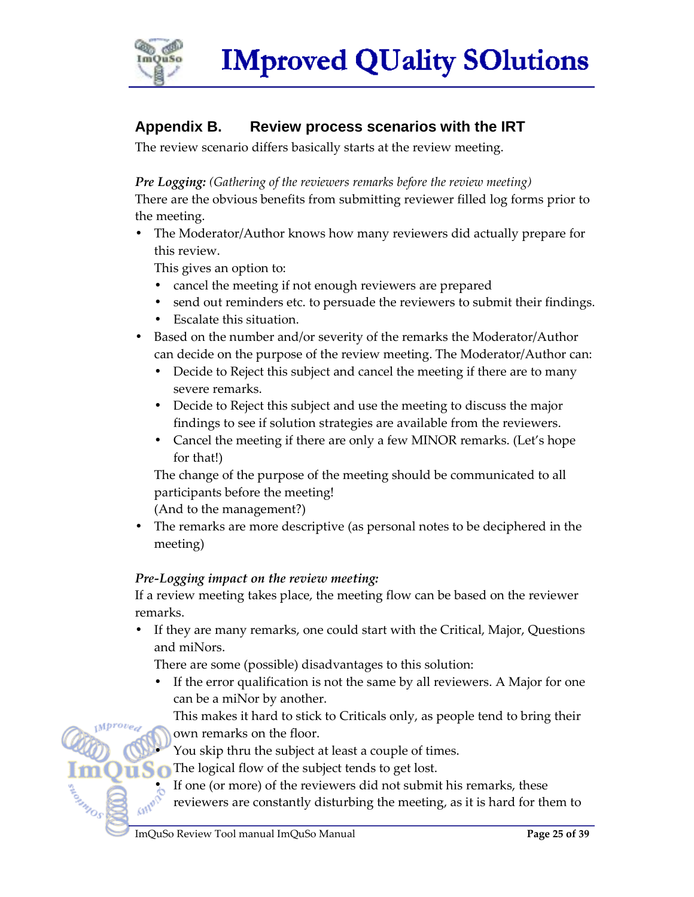## Appendix B. Review process scenarios with the IRT

The review scenario differs basically starts at the review meeting.

***Pre Logging:*** *(Gathering of the reviewers remarks before the review meeting)*
There are the obvious benefits from submitting reviewer filled log forms prior to the meeting.

- The Moderator/Author knows how many reviewers did actually prepare for this review.
  This gives an option to:
  - cancel the meeting if not enough reviewers are prepared
  - send out reminders etc. to persuade the reviewers to submit their findings.
  - Escalate this situation.
- Based on the number and/or severity of the remarks the Moderator/Author can decide on the purpose of the review meeting. The Moderator/Author can:
  - Decide to Reject this subject and cancel the meeting if there are to many severe remarks.
  - Decide to Reject this subject and use the meeting to discuss the major findings to see if solution strategies are available from the reviewers.
  - Cancel the meeting if there are only a few MINOR remarks. (Let's hope for that!)

  The change of the purpose of the meeting should be communicated to all participants before the meeting!
  (And to the management?)
- The remarks are more descriptive (as personal notes to be deciphered in the meeting)

***Pre-Logging impact on the review meeting:***
If a review meeting takes place, the meeting flow can be based on the reviewer remarks.

- If they are many remarks, one could start with the Critical, Major, Questions and miNors.
  There are some (possible) disadvantages to this solution:
  - If the error qualification is not the same by all reviewers. A Major for one can be a miNor by another.
    This makes it hard to stick to Criticals only, as people tend to bring their own remarks on the floor.
  - You skip thru the subject at least a couple of times.
    The logical flow of the subject tends to get lost.
  - If one (or more) of the reviewers did not submit his remarks, these reviewers are constantly disturbing the meeting, as it is hard for them to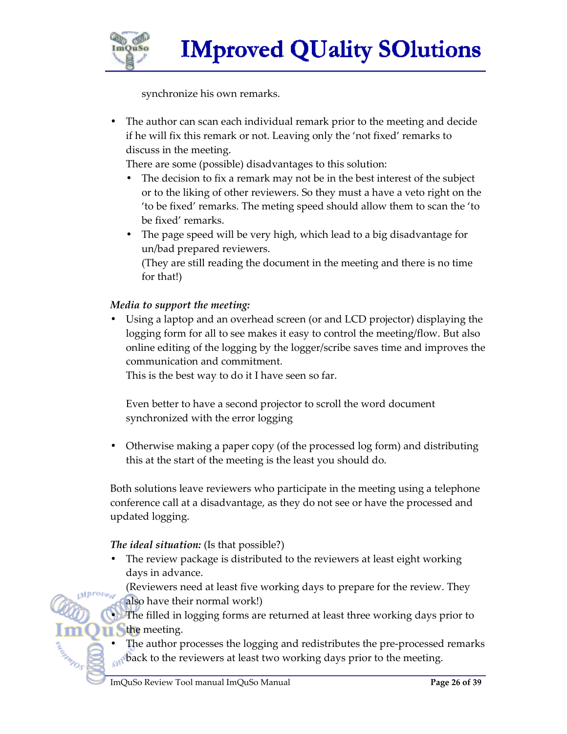synchronize his own remarks.

- The author can scan each individual remark prior to the meeting and decide if he will fix this remark or not. Leaving only the 'not fixed' remarks to discuss in the meeting.
  There are some (possible) disadvantages to this solution:
  - The decision to fix a remark may not be in the best interest of the subject or to the liking of other reviewers. So they must a have a veto right on the 'to be fixed' remarks. The meting speed should allow them to scan the 'to be fixed' remarks.
  - The page speed will be very high, which lead to a big disadvantage for un/bad prepared reviewers.
    (They are still reading the document in the meeting and there is no time for that!)

*Media to support the meeting:*

- Using a laptop and an overhead screen (or and LCD projector) displaying the logging form for all to see makes it easy to control the meeting/flow. But also online editing of the logging by the logger/scribe saves time and improves the communication and commitment.
  This is the best way to do it I have seen so far.

  Even better to have a second projector to scroll the word document synchronized with the error logging

- Otherwise making a paper copy (of the processed log form) and distributing this at the start of the meeting is the least you should do.

Both solutions leave reviewers who participate in the meeting using a telephone conference call at a disadvantage, as they do not see or have the processed and updated logging.

***The ideal situation:*** (Is that possible?)

- The review package is distributed to the reviewers at least eight working days in advance.
  (Reviewers need at least five working days to prepare for the review. They also have their normal work!)
- The filled in logging forms are returned at least three working days prior to the meeting.
- The author processes the logging and redistributes the pre-processed remarks back to the reviewers at least two working days prior to the meeting.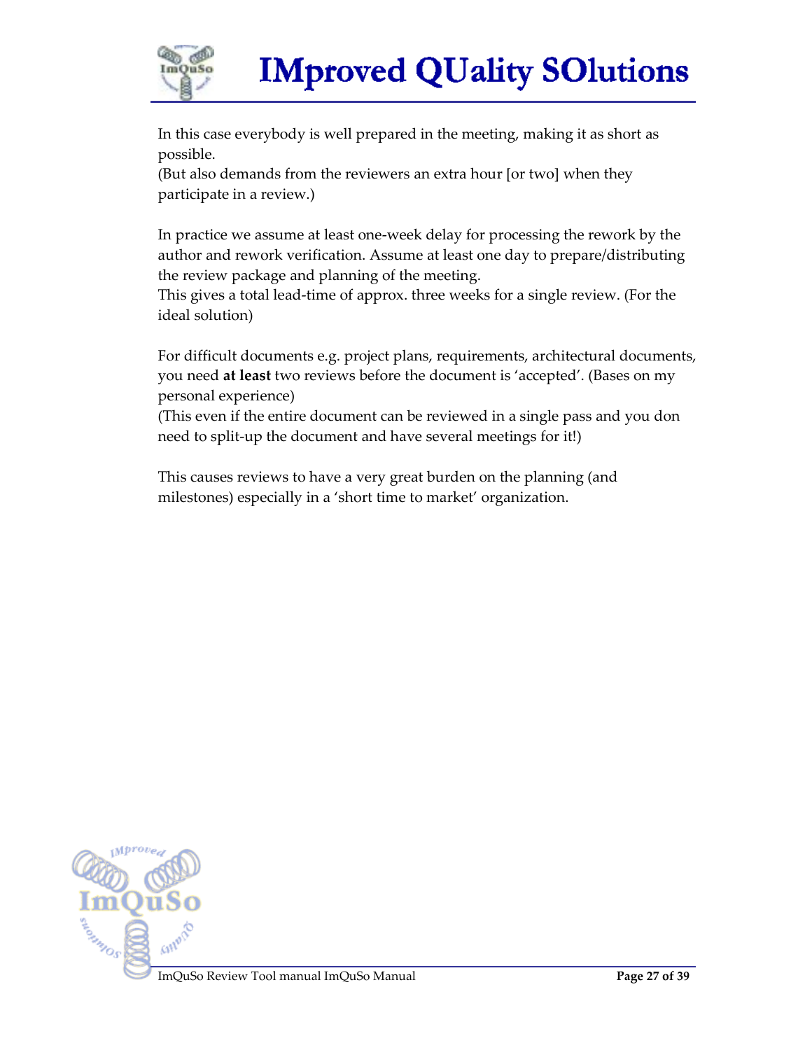In this case everybody is well prepared in the meeting, making it as short as possible.
(But also demands from the reviewers an extra hour [or two] when they participate in a review.)

In practice we assume at least one-week delay for processing the rework by the author and rework verification. Assume at least one day to prepare/distributing the review package and planning of the meeting.
This gives a total lead-time of approx. three weeks for a single review. (For the ideal solution)

For difficult documents e.g. project plans, requirements, architectural documents, you need **at least** two reviews before the document is 'accepted'. (Bases on my personal experience)
(This even if the entire document can be reviewed in a single pass and you don need to split-up the document and have several meetings for it!)

This causes reviews to have a very great burden on the planning (and milestones) especially in a 'short time to market' organization.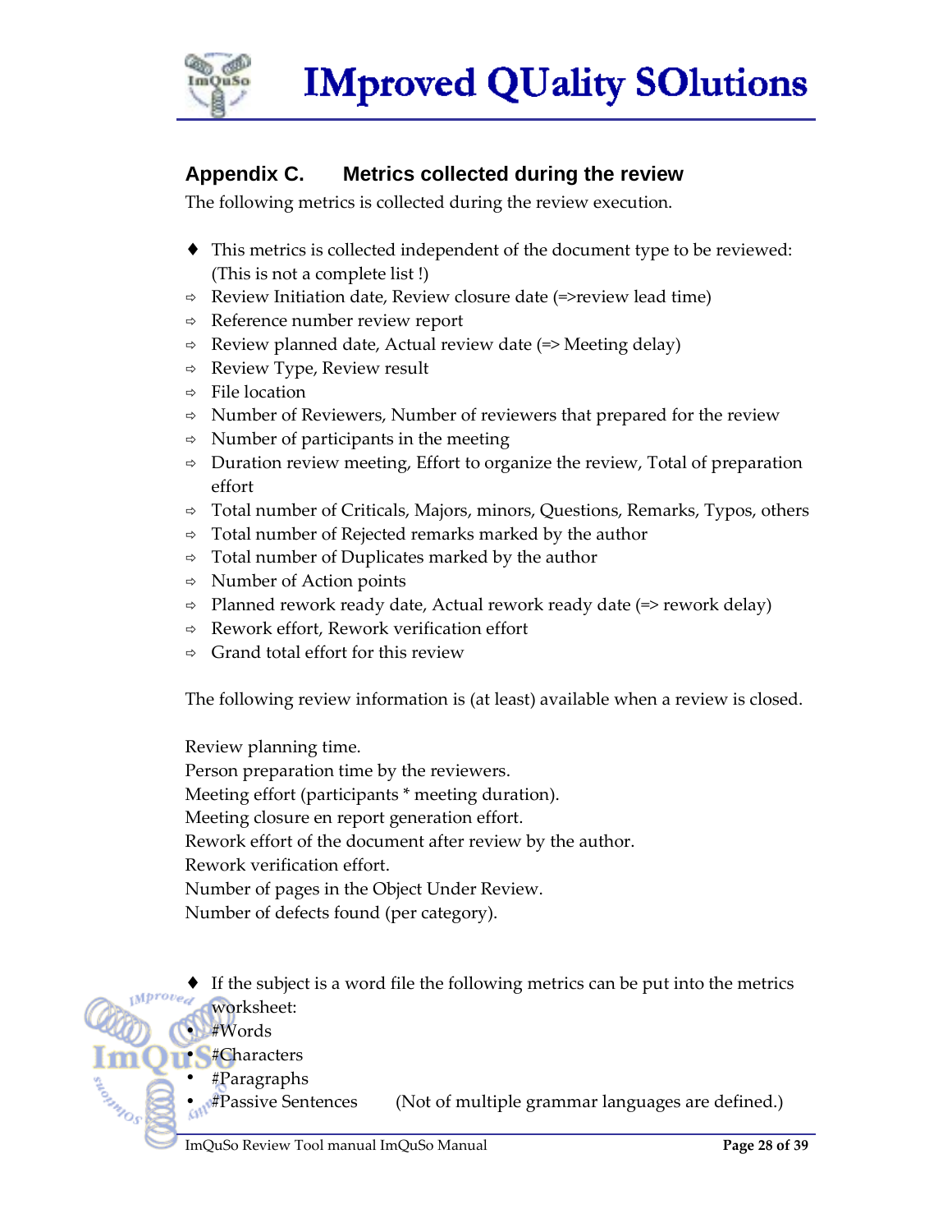## Appendix C. Metrics collected during the review

The following metrics is collected during the review execution.

- This metrics is collected independent of the document type to be reviewed: (This is not a complete list !)
  - Review Initiation date, Review closure date (=>review lead time)
  - Reference number review report
  - Review planned date, Actual review date (=> Meeting delay)
  - Review Type, Review result
  - File location
  - Number of Reviewers, Number of reviewers that prepared for the review
  - Number of participants in the meeting
  - Duration review meeting, Effort to organize the review, Total of preparation effort
  - Total number of Criticals, Majors, minors, Questions, Remarks, Typos, others
  - Total number of Rejected remarks marked by the author
  - Total number of Duplicates marked by the author
  - Number of Action points
  - Planned rework ready date, Actual rework ready date (=> rework delay)
  - Rework effort, Rework verification effort
  - Grand total effort for this review

The following review information is (at least) available when a review is closed.

Review planning time.  
Person preparation time by the reviewers.  
Meeting effort (participants * meeting duration).  
Meeting closure en report generation effort.  
Rework effort of the document after review by the author.  
Rework verification effort.  
Number of pages in the Object Under Review.  
Number of defects found (per category).

- If the subject is a word file the following metrics can be put into the metrics worksheet:
  - #Words
  - #Characters
  - #Paragraphs
  - #Passive Sentences (Not of multiple grammar languages are defined.)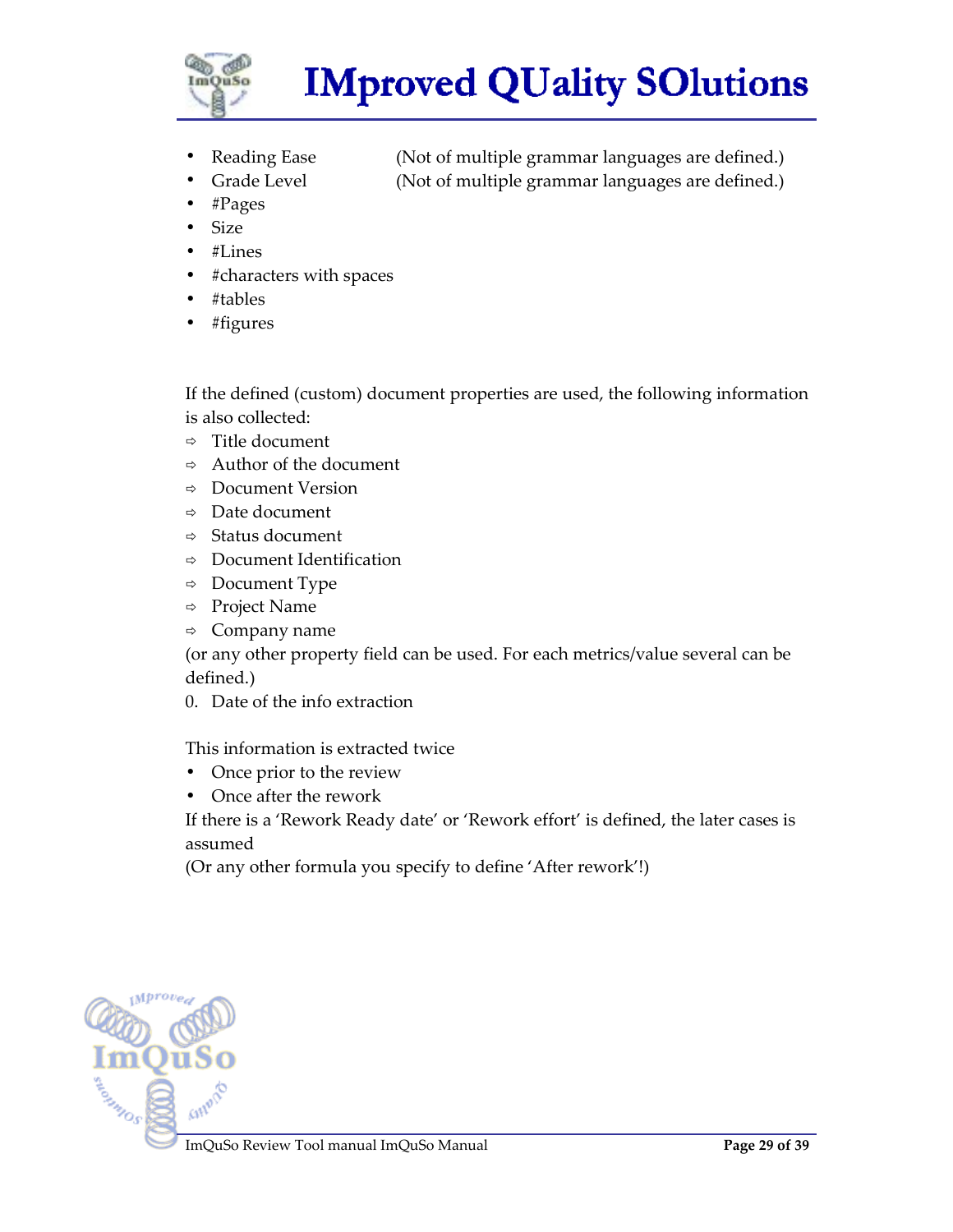- Reading Ease (Not of multiple grammar languages are defined.)
- Grade Level (Not of multiple grammar languages are defined.)
- #Pages
- Size
- #Lines
- #characters with spaces
- #tables
- #figures

If the defined (custom) document properties are used, the following information is also collected:

- ⇨ Title document
- ⇨ Author of the document
- ⇨ Document Version
- ⇨ Date document
- ⇨ Status document
- ⇨ Document Identification
- ⇨ Document Type
- ⇨ Project Name
- ⇨ Company name

(or any other property field can be used. For each metrics/value several can be defined.)

0. Date of the info extraction

This information is extracted twice

- Once prior to the review
- Once after the rework

If there is a 'Rework Ready date' or 'Rework effort' is defined, the later cases is assumed

(Or any other formula you specify to define 'After rework'!)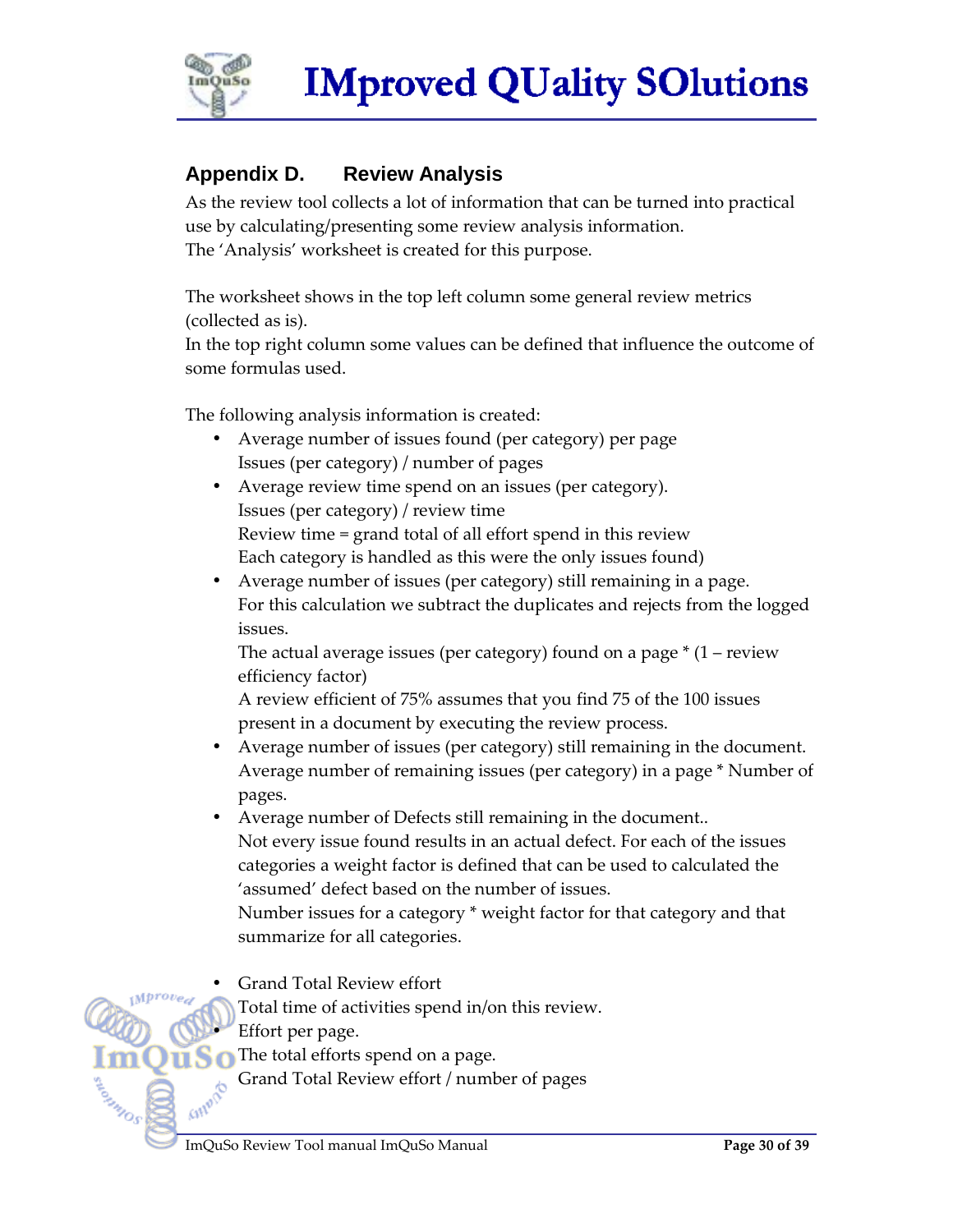## Appendix D. Review Analysis

As the review tool collects a lot of information that can be turned into practical use by calculating/presenting some review analysis information.
The 'Analysis' worksheet is created for this purpose.

The worksheet shows in the top left column some general review metrics (collected as is).
In the top right column some values can be defined that influence the outcome of some formulas used.

The following analysis information is created:

- Average number of issues found (per category) per page
  Issues (per category) / number of pages
- Average review time spend on an issues (per category).
  Issues (per category) / review time
  Review time = grand total of all effort spend in this review
  Each category is handled as this were the only issues found)
- Average number of issues (per category) still remaining in a page.
  For this calculation we subtract the duplicates and rejects from the logged issues.
  The actual average issues (per category) found on a page * (1 – review efficiency factor)
  A review efficient of 75% assumes that you find 75 of the 100 issues present in a document by executing the review process.
- Average number of issues (per category) still remaining in the document.
  Average number of remaining issues (per category) in a page * Number of pages.
- Average number of Defects still remaining in the document..
  Not every issue found results in an actual defect. For each of the issues categories a weight factor is defined that can be used to calculated the 'assumed' defect based on the number of issues.
  Number issues for a category * weight factor for that category and that summarize for all categories.

- Grand Total Review effort
  Total time of activities spend in/on this review.
- Effort per page.
  The total efforts spend on a page.
  Grand Total Review effort / number of pages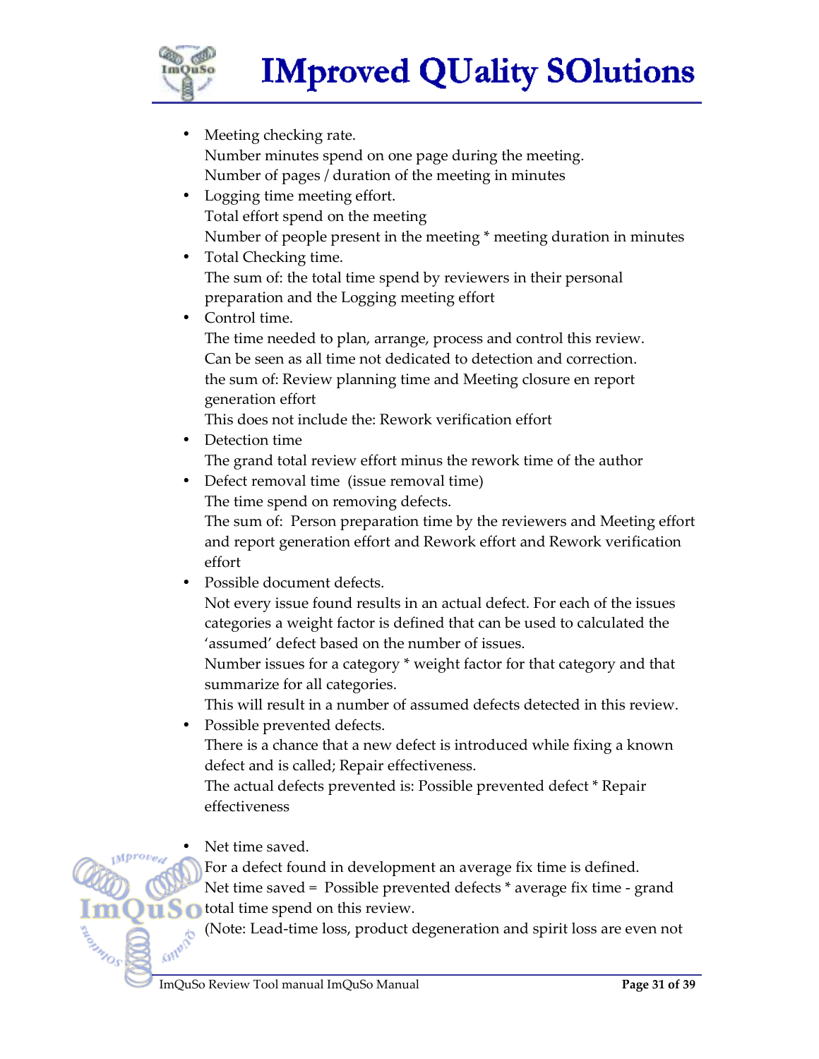- Meeting checking rate.
  Number minutes spend on one page during the meeting.
  Number of pages / duration of the meeting in minutes
- Logging time meeting effort.
  Total effort spend on the meeting
  Number of people present in the meeting * meeting duration in minutes
- Total Checking time.
  The sum of: the total time spend by reviewers in their personal preparation and the Logging meeting effort
- Control time.
  The time needed to plan, arrange, process and control this review.
  Can be seen as all time not dedicated to detection and correction.
  the sum of: Review planning time and Meeting closure en report generation effort
  This does not include the: Rework verification effort
- Detection time
  The grand total review effort minus the rework time of the author
- Defect removal time  (issue removal time)
  The time spend on removing defects.
  The sum of:  Person preparation time by the reviewers and Meeting effort and report generation effort and Rework effort and Rework verification effort
- Possible document defects.
  Not every issue found results in an actual defect. For each of the issues categories a weight factor is defined that can be used to calculated the 'assumed' defect based on the number of issues.
  Number issues for a category * weight factor for that category and that summarize for all categories.
  This will result in a number of assumed defects detected in this review.
- Possible prevented defects.
  There is a chance that a new defect is introduced while fixing a known defect and is called; Repair effectiveness.
  The actual defects prevented is: Possible prevented defect * Repair effectiveness

- Net time saved.
  For a defect found in development an average fix time is defined.
  Net time saved =  Possible prevented defects * average fix time - grand total time spend on this review.
  (Note: Lead-time loss, product degeneration and spirit loss are even not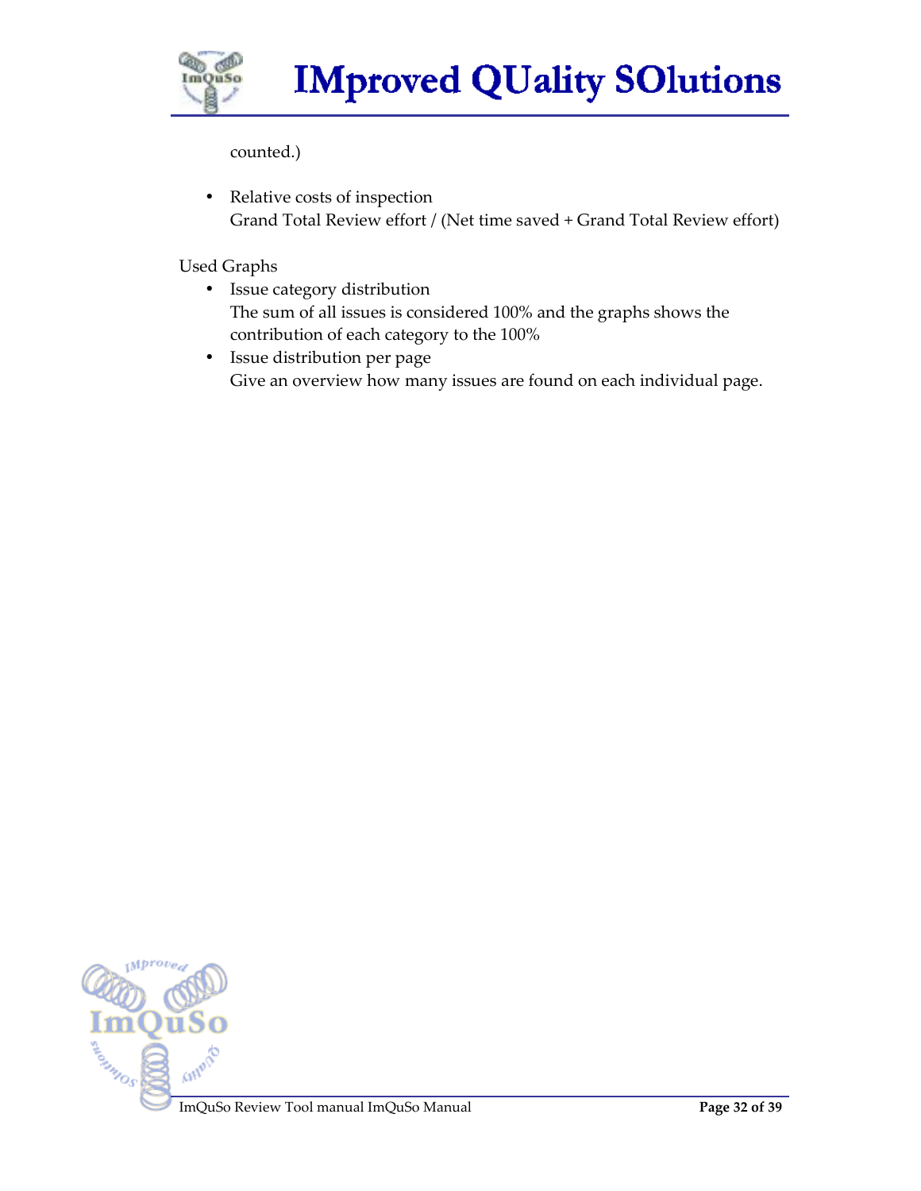counted.)

- Relative costs of inspection
  Grand Total Review effort / (Net time saved + Grand Total Review effort)

Used Graphs

- Issue category distribution
  The sum of all issues is considered 100% and the graphs shows the contribution of each category to the 100%
- Issue distribution per page
  Give an overview how many issues are found on each individual page.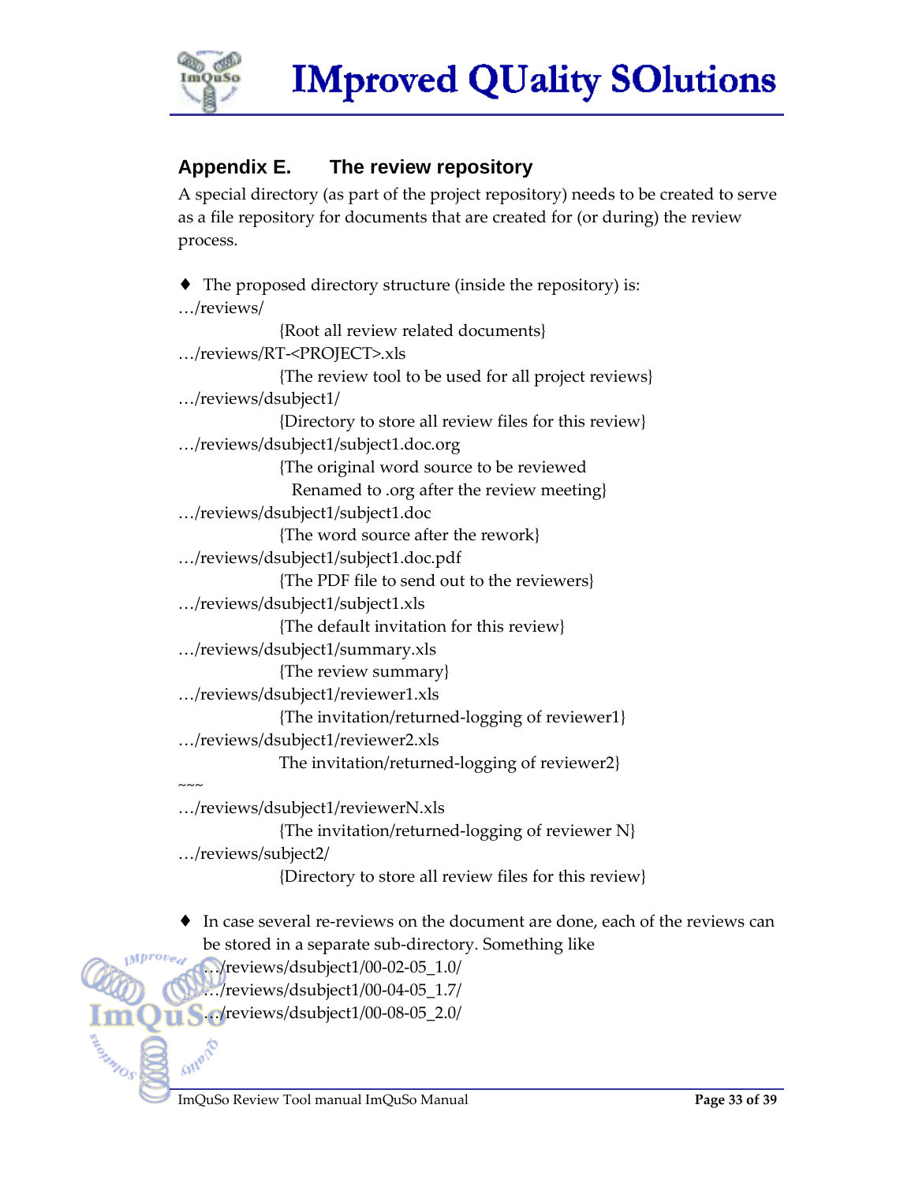## Appendix E. The review repository

A special directory (as part of the project repository) needs to be created to serve as a file repository for documents that are created for (or during) the review process.

- ♦ The proposed directory structure (inside the repository) is:

…/reviews/
    {Root all review related documents}
…/reviews/RT-<PROJECT>.xls
    {The review tool to be used for all project reviews}
…/reviews/dsubject1/
    {Directory to store all review files for this review}
…/reviews/dsubject1/subject1.doc.org
    {The original word source to be reviewed
     Renamed to .org after the review meeting}
…/reviews/dsubject1/subject1.doc
    {The word source after the rework}
…/reviews/dsubject1/subject1.doc.pdf
    {The PDF file to send out to the reviewers}
…/reviews/dsubject1/subject1.xls
    {The default invitation for this review}
…/reviews/dsubject1/summary.xls
    {The review summary}
…/reviews/dsubject1/reviewer1.xls
    {The invitation/returned-logging of reviewer1}
…/reviews/dsubject1/reviewer2.xls
    The invitation/returned-logging of reviewer2}
~~~
…/reviews/dsubject1/reviewerN.xls
    {The invitation/returned-logging of reviewer N}
…/reviews/subject2/
    {Directory to store all review files for this review}

- ♦ In case several re-reviews on the document are done, each of the reviews can be stored in a separate sub-directory. Something like
  …/reviews/dsubject1/00-02-05_1.0/
  …/reviews/dsubject1/00-04-05_1.7/
  …/reviews/dsubject1/00-08-05_2.0/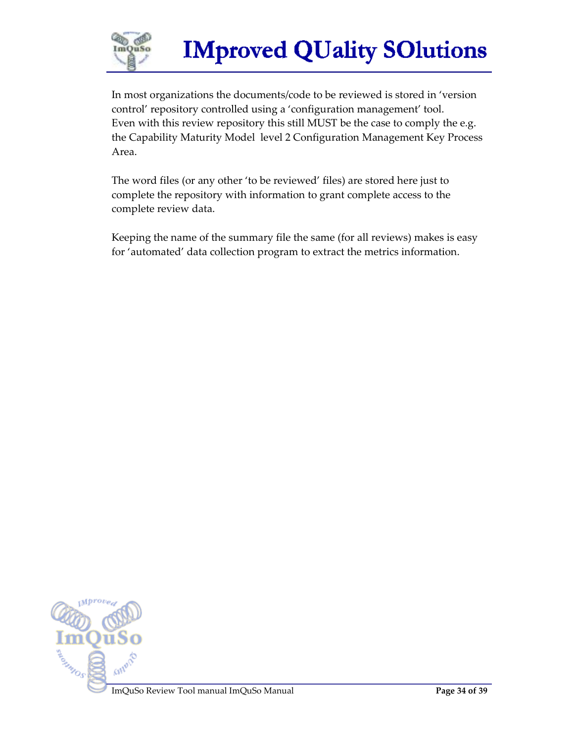In most organizations the documents/code to be reviewed is stored in 'version control' repository controlled using a 'configuration management' tool. Even with this review repository this still MUST be the case to comply the e.g. the Capability Maturity Model level 2 Configuration Management Key Process Area.

The word files (or any other 'to be reviewed' files) are stored here just to complete the repository with information to grant complete access to the complete review data.

Keeping the name of the summary file the same (for all reviews) makes is easy for 'automated' data collection program to extract the metrics information.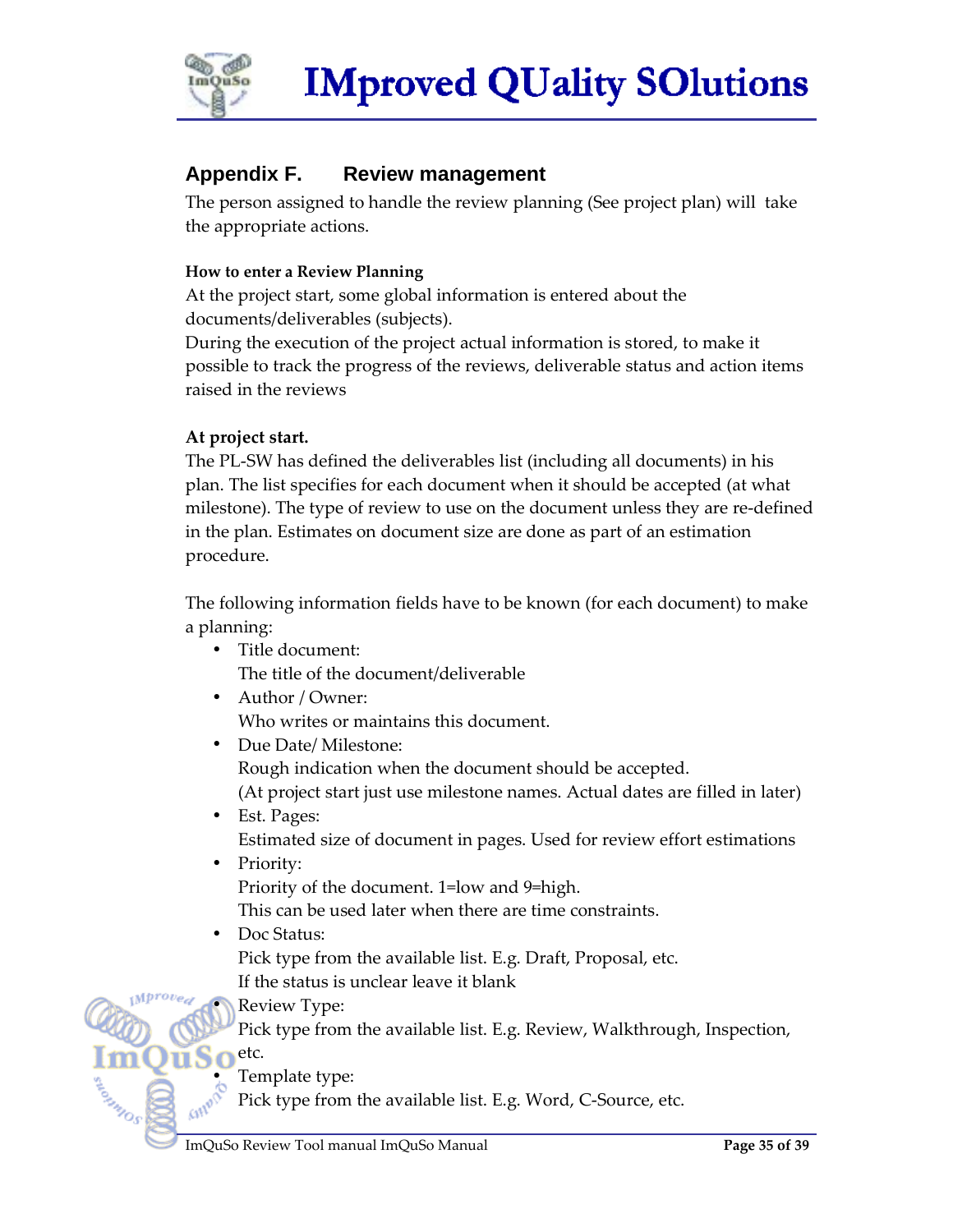## Appendix F. Review management

The person assigned to handle the review planning (See project plan) will take the appropriate actions.

**How to enter a Review Planning**

At the project start, some global information is entered about the documents/deliverables (subjects).
During the execution of the project actual information is stored, to make it possible to track the progress of the reviews, deliverable status and action items raised in the reviews

**At project start.**

The PL-SW has defined the deliverables list (including all documents) in his plan. The list specifies for each document when it should be accepted (at what milestone). The type of review to use on the document unless they are re-defined in the plan. Estimates on document size are done as part of an estimation procedure.

The following information fields have to be known (for each document) to make a planning:

- Title document:
  The title of the document/deliverable
- Author / Owner:
  Who writes or maintains this document.
- Due Date/ Milestone:
  Rough indication when the document should be accepted.
  (At project start just use milestone names. Actual dates are filled in later)
- Est. Pages:
  Estimated size of document in pages. Used for review effort estimations
- Priority:
  Priority of the document. 1=low and 9=high.
  This can be used later when there are time constraints.
- Doc Status:
  Pick type from the available list. E.g. Draft, Proposal, etc.
  If the status is unclear leave it blank
- Review Type:
  Pick type from the available list. E.g. Review, Walkthrough, Inspection, etc.
- Template type:
  Pick type from the available list. E.g. Word, C-Source, etc.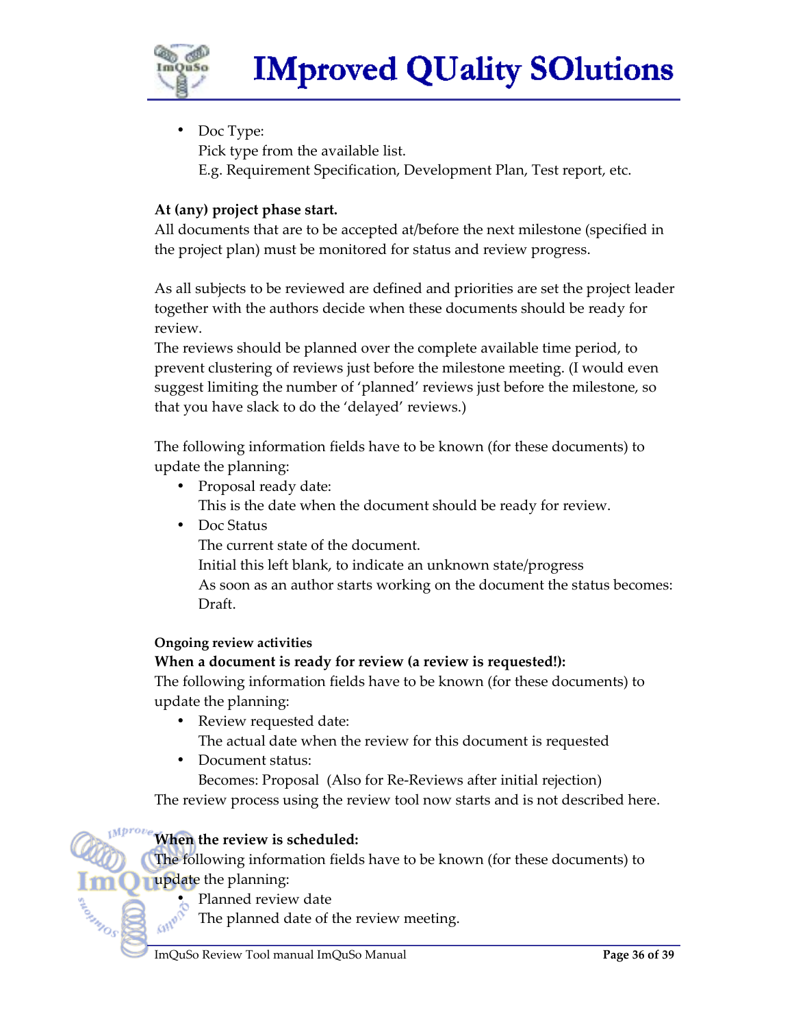- Doc Type:
  Pick type from the available list.
  E.g. Requirement Specification, Development Plan, Test report, etc.

**At (any) project phase start.**

All documents that are to be accepted at/before the next milestone (specified in the project plan) must be monitored for status and review progress.

As all subjects to be reviewed are defined and priorities are set the project leader together with the authors decide when these documents should be ready for review.

The reviews should be planned over the complete available time period, to prevent clustering of reviews just before the milestone meeting. (I would even suggest limiting the number of 'planned' reviews just before the milestone, so that you have slack to do the 'delayed' reviews.)

The following information fields have to be known (for these documents) to update the planning:

- Proposal ready date:
  This is the date when the document should be ready for review.
- Doc Status
  The current state of the document.
  Initial this left blank, to indicate an unknown state/progress
  As soon as an author starts working on the document the status becomes: Draft.

**Ongoing review activities**

**When a document is ready for review (a review is requested!):**

The following information fields have to be known (for these documents) to update the planning:

- Review requested date:
  The actual date when the review for this document is requested
- Document status:
  Becomes: Proposal (Also for Re-Reviews after initial rejection)

The review process using the review tool now starts and is not described here.

**When the review is scheduled:**

The following information fields have to be known (for these documents) to update the planning:

- Planned review date
  The planned date of the review meeting.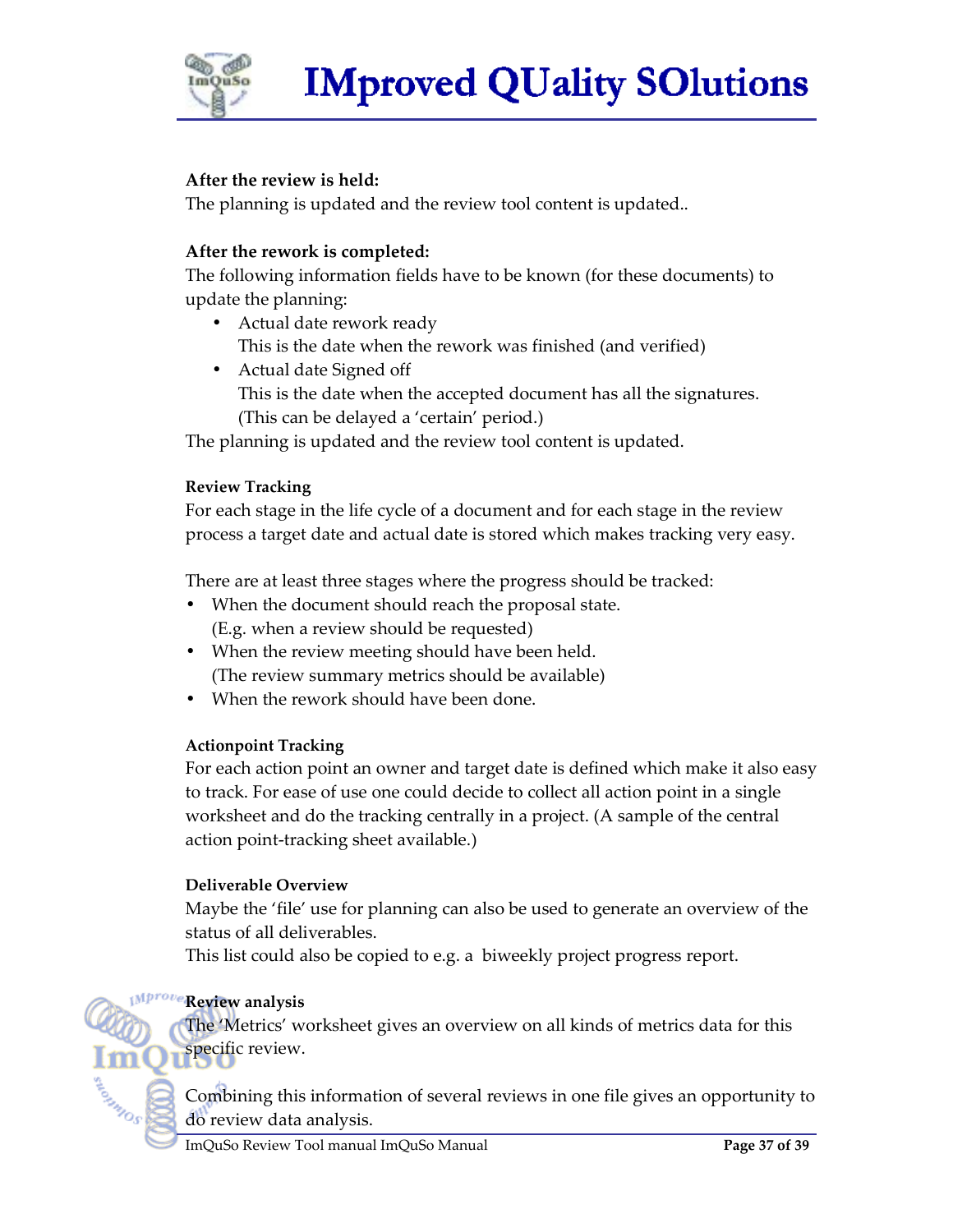**After the review is held:**
The planning is updated and the review tool content is updated..

**After the rework is completed:**
The following information fields have to be known (for these documents) to update the planning:

- Actual date rework ready
  This is the date when the rework was finished (and verified)
- Actual date Signed off
  This is the date when the accepted document has all the signatures. (This can be delayed a 'certain' period.)

The planning is updated and the review tool content is updated.

**Review Tracking**

For each stage in the life cycle of a document and for each stage in the review process a target date and actual date is stored which makes tracking very easy.

There are at least three stages where the progress should be tracked:

- When the document should reach the proposal state.
  (E.g. when a review should be requested)
- When the review meeting should have been held.
  (The review summary metrics should be available)
- When the rework should have been done.

**Actionpoint Tracking**

For each action point an owner and target date is defined which make it also easy to track. For ease of use one could decide to collect all action point in a single worksheet and do the tracking centrally in a project. (A sample of the central action point-tracking sheet available.)

**Deliverable Overview**

Maybe the 'file' use for planning can also be used to generate an overview of the status of all deliverables.
This list could also be copied to e.g. a biweekly project progress report.

**Review analysis**

The 'Metrics' worksheet gives an overview on all kinds of metrics data for this specific review.

Combining this information of several reviews in one file gives an opportunity to do review data analysis.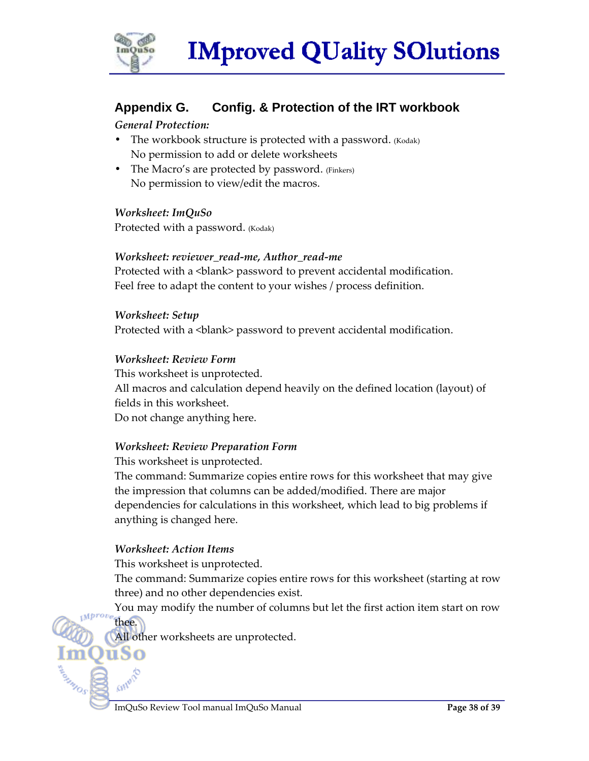## Appendix G. Config. & Protection of the IRT workbook

*General Protection:*

- The workbook structure is protected with a password. (Kodak)
  No permission to add or delete worksheets
- The Macro's are protected by password. (Finkers)
  No permission to view/edit the macros.

*Worksheet: ImQuSo*

Protected with a password. (Kodak)

*Worksheet: reviewer_read-me, Author_read-me*

Protected with a <blank> password to prevent accidental modification.
Feel free to adapt the content to your wishes / process definition.

*Worksheet: Setup*

Protected with a <blank> password to prevent accidental modification.

*Worksheet: Review Form*

This worksheet is unprotected.
All macros and calculation depend heavily on the defined location (layout) of fields in this worksheet.
Do not change anything here.

*Worksheet: Review Preparation Form*

This worksheet is unprotected.
The command: Summarize copies entire rows for this worksheet that may give the impression that columns can be added/modified. There are major dependencies for calculations in this worksheet, which lead to big problems if anything is changed here.

*Worksheet: Action Items*

This worksheet is unprotected.
The command: Summarize copies entire rows for this worksheet (starting at row three) and no other dependencies exist.
You may modify the number of columns but let the first action item start on row thee.
All other worksheets are unprotected.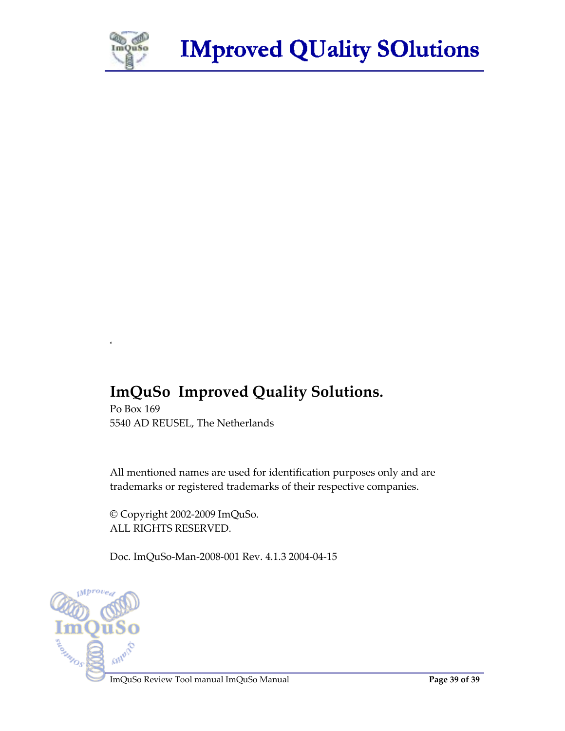*

---

## ImQuSo  Improved Quality Solutions.

Po Box 169
5540 AD REUSEL, The Netherlands

All mentioned names are used for identification purposes only and are trademarks or registered trademarks of their respective companies.

© Copyright 2002-2009 ImQuSo.
ALL RIGHTS RESERVED.

Doc. ImQuSo-Man-2008-001 Rev. 4.1.3 2004-04-15